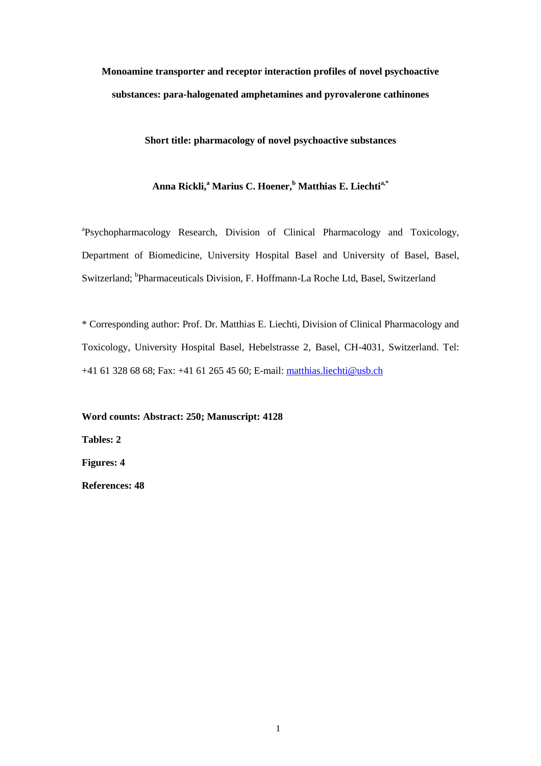# Monoamine transporter and receptor interaction profiles of novel psychoactive substances: para-halogenated amphetamines and pyrovalerone cathinones

**Short title: pharmacology of novel psychoactive substances**

**Anna Rickli,[a] Marius C. Hoener,[b] Matthias E. Liechti[a,*]**

[a]Psychopharmacology Research, Division of Clinical Pharmacology and Toxicology, Department of Biomedicine, University Hospital Basel and University of Basel, Basel, Switzerland; [b]Pharmaceuticals Division, F. Hoffmann-La Roche Ltd, Basel, Switzerland

* Corresponding author: Prof. Dr. Matthias E. Liechti, Division of Clinical Pharmacology and Toxicology, University Hospital Basel, Hebelstrasse 2, Basel, CH-4031, Switzerland. Tel: +41 61 328 68 68; Fax: +41 61 265 45 60; E-mail: matthias.liechti@usb.ch

**Word counts: Abstract: 250; Manuscript: 4128**

**Tables: 2**

**Figures: 4**

**References: 48**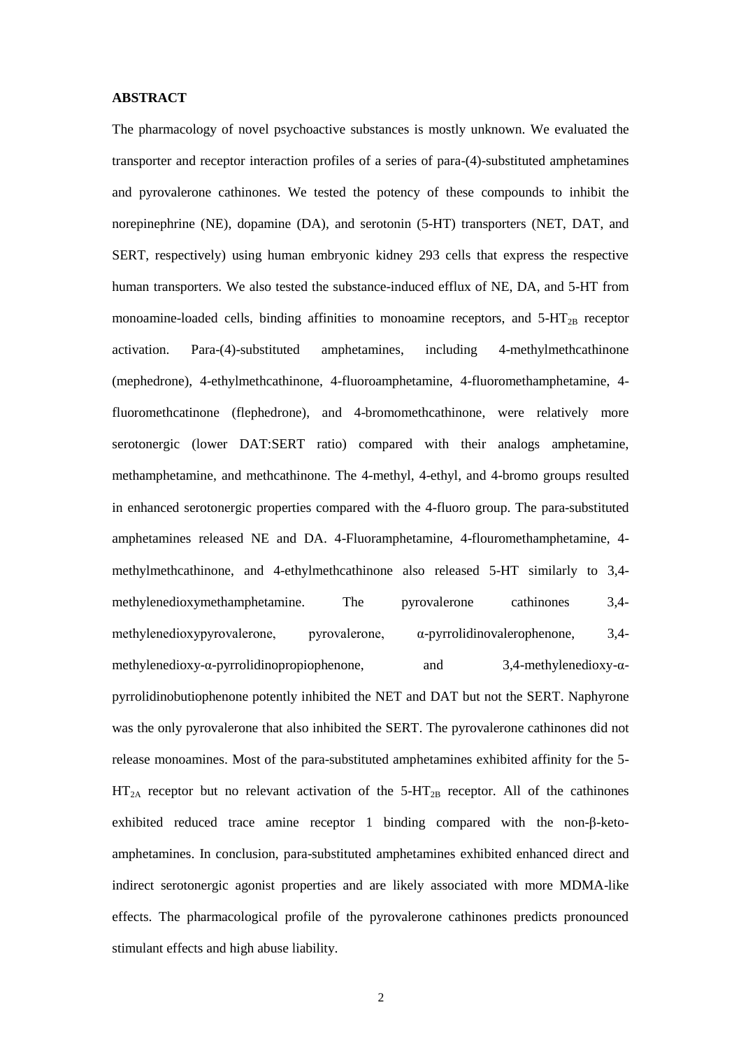**ABSTRACT**

The pharmacology of novel psychoactive substances is mostly unknown. We evaluated the transporter and receptor interaction profiles of a series of para-(4)-substituted amphetamines and pyrovalerone cathinones. We tested the potency of these compounds to inhibit the norepinephrine (NE), dopamine (DA), and serotonin (5-HT) transporters (NET, DAT, and SERT, respectively) using human embryonic kidney 293 cells that express the respective human transporters. We also tested the substance-induced efflux of NE, DA, and 5-HT from monoamine-loaded cells, binding affinities to monoamine receptors, and 5-$HT_{2B}$ receptor activation. Para-(4)-substituted amphetamines, including 4-methylmethcathinone (mephedrone), 4-ethylmethcathinone, 4-fluoroamphetamine, 4-fluoromethamphetamine, 4-fluoromethcatinone (flephedrone), and 4-bromomethcathinone, were relatively more serotonergic (lower DAT:SERT ratio) compared with their analogs amphetamine, methamphetamine, and methcathinone. The 4-methyl, 4-ethyl, and 4-bromo groups resulted in enhanced serotonergic properties compared with the 4-fluoro group. The para-substituted amphetamines released NE and DA. 4-Fluoramphetamine, 4-flouromethamphetamine, 4-methylmethcathinone, and 4-ethylmethcathinone also released 5-HT similarly to 3,4-methylenedioxymethamphetamine. The pyrovalerone cathinones 3,4-methylenedioxypyrovalerone, pyrovalerone, α-pyrrolidinovalerophenone, 3,4-methylenedioxy-α-pyrrolidinopropiophenone, and 3,4-methylenedioxy-α-pyrrolidinobutiophenone potently inhibited the NET and DAT but not the SERT. Naphyrone was the only pyrovalerone that also inhibited the SERT. The pyrovalerone cathinones did not release monoamines. Most of the para-substituted amphetamines exhibited affinity for the 5-$HT_{2A}$ receptor but no relevant activation of the 5-$HT_{2B}$ receptor. All of the cathinones exhibited reduced trace amine receptor 1 binding compared with the non-β-keto-amphetamines. In conclusion, para-substituted amphetamines exhibited enhanced direct and indirect serotonergic agonist properties and are likely associated with more MDMA-like effects. The pharmacological profile of the pyrovalerone cathinones predicts pronounced stimulant effects and high abuse liability.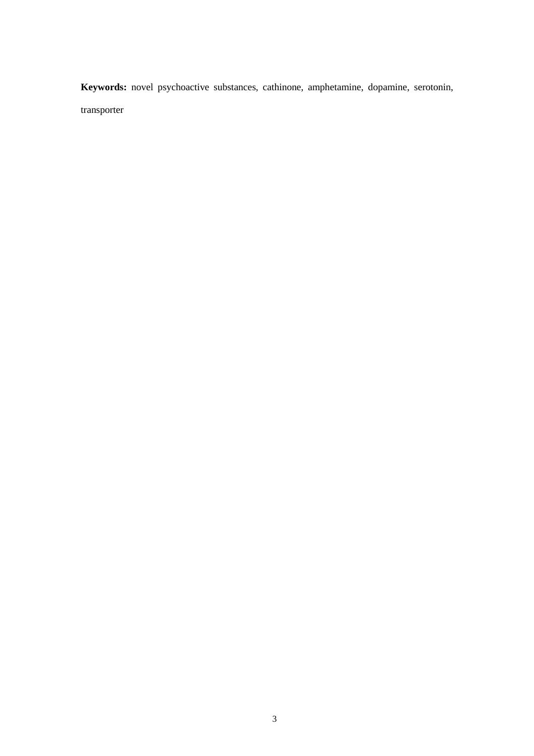**Keywords:** novel psychoactive substances, cathinone, amphetamine, dopamine, serotonin, transporter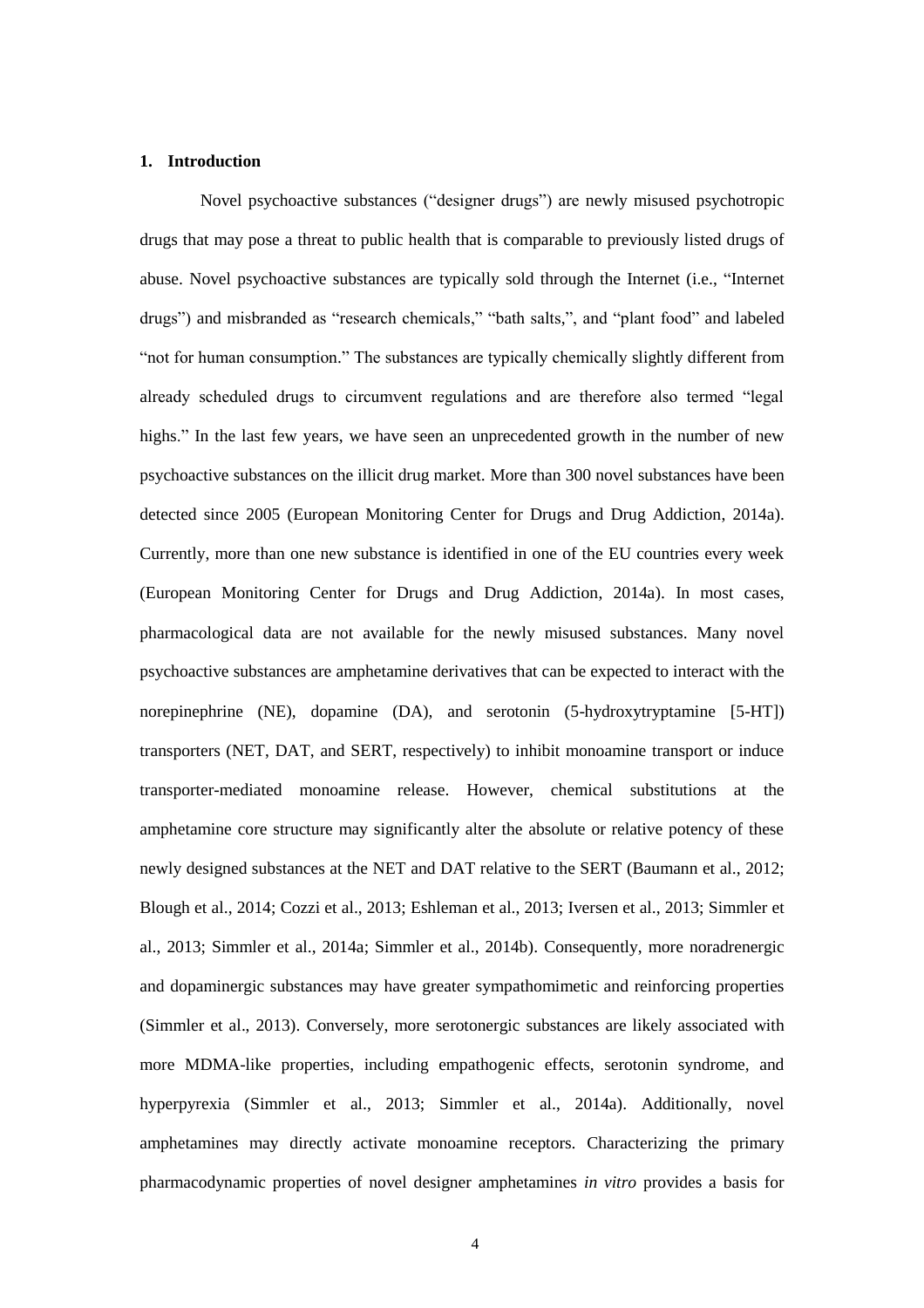## 1. Introduction

Novel psychoactive substances ("designer drugs") are newly misused psychotropic drugs that may pose a threat to public health that is comparable to previously listed drugs of abuse. Novel psychoactive substances are typically sold through the Internet (i.e., "Internet drugs") and misbranded as "research chemicals," "bath salts,", and "plant food" and labeled "not for human consumption." The substances are typically chemically slightly different from already scheduled drugs to circumvent regulations and are therefore also termed "legal highs." In the last few years, we have seen an unprecedented growth in the number of new psychoactive substances on the illicit drug market. More than 300 novel substances have been detected since 2005 (European Monitoring Center for Drugs and Drug Addiction, 2014a). Currently, more than one new substance is identified in one of the EU countries every week (European Monitoring Center for Drugs and Drug Addiction, 2014a). In most cases, pharmacological data are not available for the newly misused substances. Many novel psychoactive substances are amphetamine derivatives that can be expected to interact with the norepinephrine (NE), dopamine (DA), and serotonin (5-hydroxytryptamine [5-HT]) transporters (NET, DAT, and SERT, respectively) to inhibit monoamine transport or induce transporter-mediated monoamine release. However, chemical substitutions at the amphetamine core structure may significantly alter the absolute or relative potency of these newly designed substances at the NET and DAT relative to the SERT (Baumann et al., 2012; Blough et al., 2014; Cozzi et al., 2013; Eshleman et al., 2013; Iversen et al., 2013; Simmler et al., 2013; Simmler et al., 2014a; Simmler et al., 2014b). Consequently, more noradrenergic and dopaminergic substances may have greater sympathomimetic and reinforcing properties (Simmler et al., 2013). Conversely, more serotonergic substances are likely associated with more MDMA-like properties, including empathogenic effects, serotonin syndrome, and hyperpyrexia (Simmler et al., 2013; Simmler et al., 2014a). Additionally, novel amphetamines may directly activate monoamine receptors. Characterizing the primary pharmacodynamic properties of novel designer amphetamines *in vitro* provides a basis for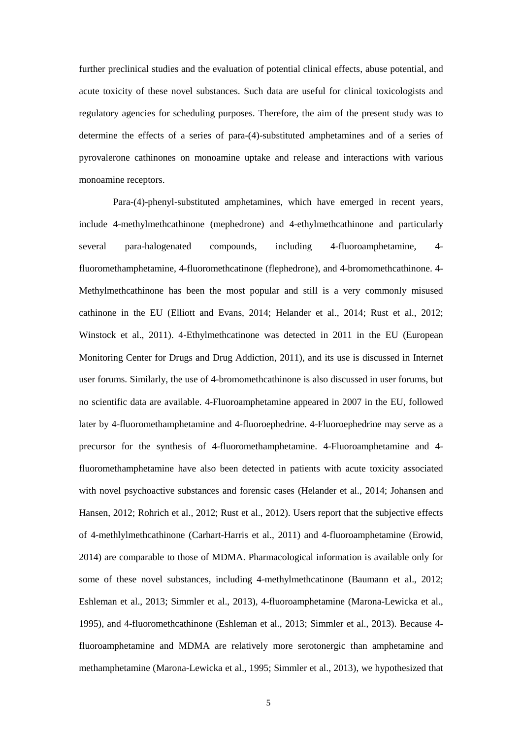further preclinical studies and the evaluation of potential clinical effects, abuse potential, and acute toxicity of these novel substances. Such data are useful for clinical toxicologists and regulatory agencies for scheduling purposes. Therefore, the aim of the present study was to determine the effects of a series of para-(4)-substituted amphetamines and of a series of pyrovalerone cathinones on monoamine uptake and release and interactions with various monoamine receptors.

Para-(4)-phenyl-substituted amphetamines, which have emerged in recent years, include 4-methylmethcathinone (mephedrone) and 4-ethylmethcathinone and particularly several para-halogenated compounds, including 4-fluoroamphetamine, 4-fluoromethamphetamine, 4-fluoromethcatinone (flephedrone), and 4-bromomethcathinone. 4-Methylmethcathinone has been the most popular and still is a very commonly misused cathinone in the EU (Elliott and Evans, 2014; Helander et al., 2014; Rust et al., 2012; Winstock et al., 2011). 4-Ethylmethcatinone was detected in 2011 in the EU (European Monitoring Center for Drugs and Drug Addiction, 2011), and its use is discussed in Internet user forums. Similarly, the use of 4-bromomethcathinone is also discussed in user forums, but no scientific data are available. 4-Fluoroamphetamine appeared in 2007 in the EU, followed later by 4-fluoromethamphetamine and 4-fluoroephedrine. 4-Fluoroephedrine may serve as a precursor for the synthesis of 4-fluoromethamphetamine. 4-Fluoroamphetamine and 4-fluoromethamphetamine have also been detected in patients with acute toxicity associated with novel psychoactive substances and forensic cases (Helander et al., 2014; Johansen and Hansen, 2012; Rohrich et al., 2012; Rust et al., 2012). Users report that the subjective effects of 4-methlylmethcathinone (Carhart-Harris et al., 2011) and 4-fluoroamphetamine (Erowid, 2014) are comparable to those of MDMA. Pharmacological information is available only for some of these novel substances, including 4-methylmethcatinone (Baumann et al., 2012; Eshleman et al., 2013; Simmler et al., 2013), 4-fluoroamphetamine (Marona-Lewicka et al., 1995), and 4-fluoromethcathinone (Eshleman et al., 2013; Simmler et al., 2013). Because 4-fluoroamphetamine and MDMA are relatively more serotonergic than amphetamine and methamphetamine (Marona-Lewicka et al., 1995; Simmler et al., 2013), we hypothesized that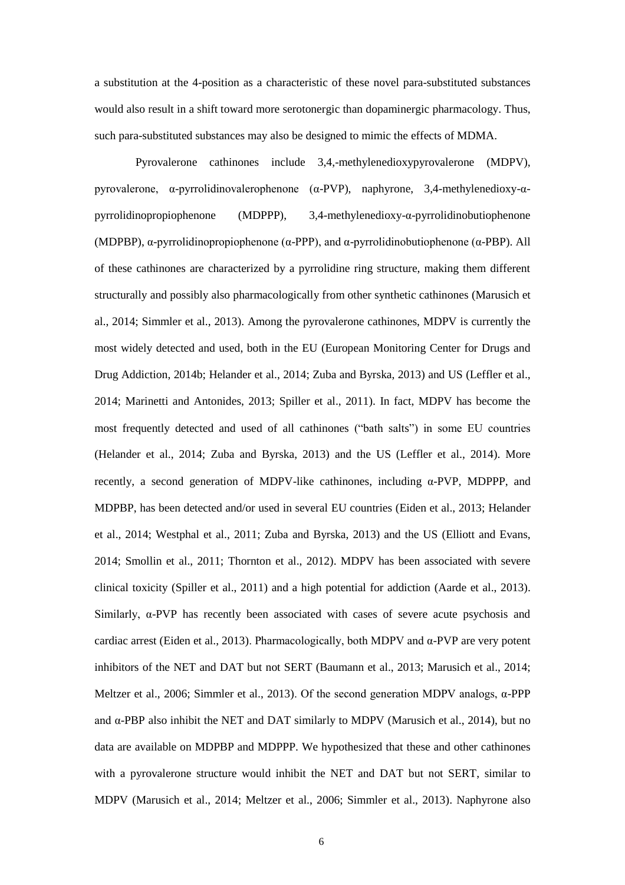a substitution at the 4-position as a characteristic of these novel para-substituted substances would also result in a shift toward more serotonergic than dopaminergic pharmacology. Thus, such para-substituted substances may also be designed to mimic the effects of MDMA.

Pyrovalerone cathinones include 3,4,-methylenedioxypyrovalerone (MDPV), pyrovalerone, α-pyrrolidinovalerophenone (α-PVP), naphyrone, 3,4-methylenedioxy-α-pyrrolidinopropiophenone (MDPPP), 3,4-methylenedioxy-α-pyrrolidinobutiophenone (MDPBP), α-pyrrolidinopropiophenone (α-PPP), and α-pyrrolidinobutiophenone (α-PBP). All of these cathinones are characterized by a pyrrolidine ring structure, making them different structurally and possibly also pharmacologically from other synthetic cathinones (Marusich et al., 2014; Simmler et al., 2013). Among the pyrovalerone cathinones, MDPV is currently the most widely detected and used, both in the EU (European Monitoring Center for Drugs and Drug Addiction, 2014b; Helander et al., 2014; Zuba and Byrska, 2013) and US (Leffler et al., 2014; Marinetti and Antonides, 2013; Spiller et al., 2011). In fact, MDPV has become the most frequently detected and used of all cathinones ("bath salts") in some EU countries (Helander et al., 2014; Zuba and Byrska, 2013) and the US (Leffler et al., 2014). More recently, a second generation of MDPV-like cathinones, including α-PVP, MDPPP, and MDPBP, has been detected and/or used in several EU countries (Eiden et al., 2013; Helander et al., 2014; Westphal et al., 2011; Zuba and Byrska, 2013) and the US (Elliott and Evans, 2014; Smollin et al., 2011; Thornton et al., 2012). MDPV has been associated with severe clinical toxicity (Spiller et al., 2011) and a high potential for addiction (Aarde et al., 2013). Similarly, α-PVP has recently been associated with cases of severe acute psychosis and cardiac arrest (Eiden et al., 2013). Pharmacologically, both MDPV and α-PVP are very potent inhibitors of the NET and DAT but not SERT (Baumann et al., 2013; Marusich et al., 2014; Meltzer et al., 2006; Simmler et al., 2013). Of the second generation MDPV analogs, α-PPP and α-PBP also inhibit the NET and DAT similarly to MDPV (Marusich et al., 2014), but no data are available on MDPBP and MDPPP. We hypothesized that these and other cathinones with a pyrovalerone structure would inhibit the NET and DAT but not SERT, similar to MDPV (Marusich et al., 2014; Meltzer et al., 2006; Simmler et al., 2013). Naphyrone also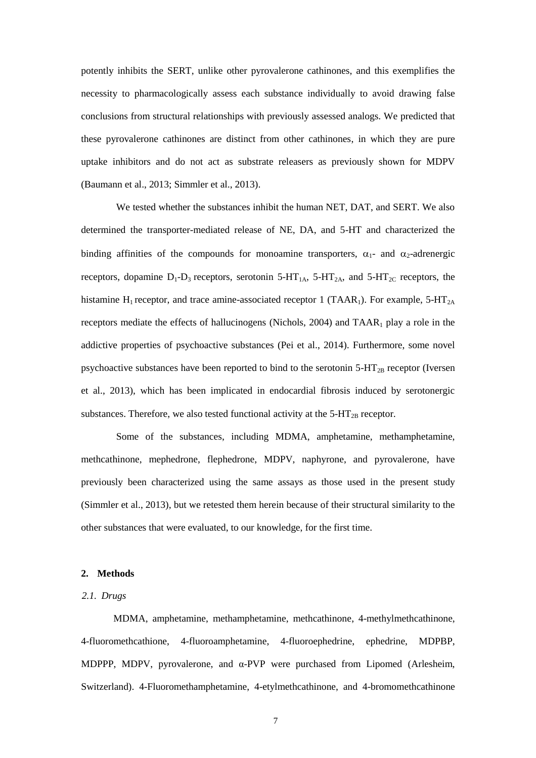potently inhibits the SERT, unlike other pyrovalerone cathinones, and this exemplifies the necessity to pharmacologically assess each substance individually to avoid drawing false conclusions from structural relationships with previously assessed analogs. We predicted that these pyrovalerone cathinones are distinct from other cathinones, in which they are pure uptake inhibitors and do not act as substrate releasers as previously shown for MDPV (Baumann et al., 2013; Simmler et al., 2013).

We tested whether the substances inhibit the human NET, DAT, and SERT. We also determined the transporter-mediated release of NE, DA, and 5-HT and characterized the binding affinities of the compounds for monoamine transporters, $\alpha_1$- and $\alpha_2$-adrenergic receptors, dopamine $D_1$-$D_3$ receptors, serotonin 5-$HT_{1A}$, 5-$HT_{2A}$, and 5-$HT_{2C}$ receptors, the histamine $H_1$ receptor, and trace amine-associated receptor 1 ($TAAR_1$). For example, 5-$HT_{2A}$ receptors mediate the effects of hallucinogens (Nichols, 2004) and $TAAR_1$ play a role in the addictive properties of psychoactive substances (Pei et al., 2014). Furthermore, some novel psychoactive substances have been reported to bind to the serotonin 5-$HT_{2B}$ receptor (Iversen et al., 2013), which has been implicated in endocardial fibrosis induced by serotonergic substances. Therefore, we also tested functional activity at the 5-$HT_{2B}$ receptor.

Some of the substances, including MDMA, amphetamine, methamphetamine, methcathinone, mephedrone, flephedrone, MDPV, naphyrone, and pyrovalerone, have previously been characterized using the same assays as those used in the present study (Simmler et al., 2013), but we retested them herein because of their structural similarity to the other substances that were evaluated, to our knowledge, for the first time.

## 2. Methods

### *2.1. Drugs*

MDMA, amphetamine, methamphetamine, methcathinone, 4-methylmethcathinone, 4-fluoromethcathione, 4-fluoroamphetamine, 4-fluoroephedrine, ephedrine, MDPBP, MDPPP, MDPV, pyrovalerone, and α-PVP were purchased from Lipomed (Arlesheim, Switzerland). 4-Fluoromethamphetamine, 4-etylmethcathinone, and 4-bromomethcathinone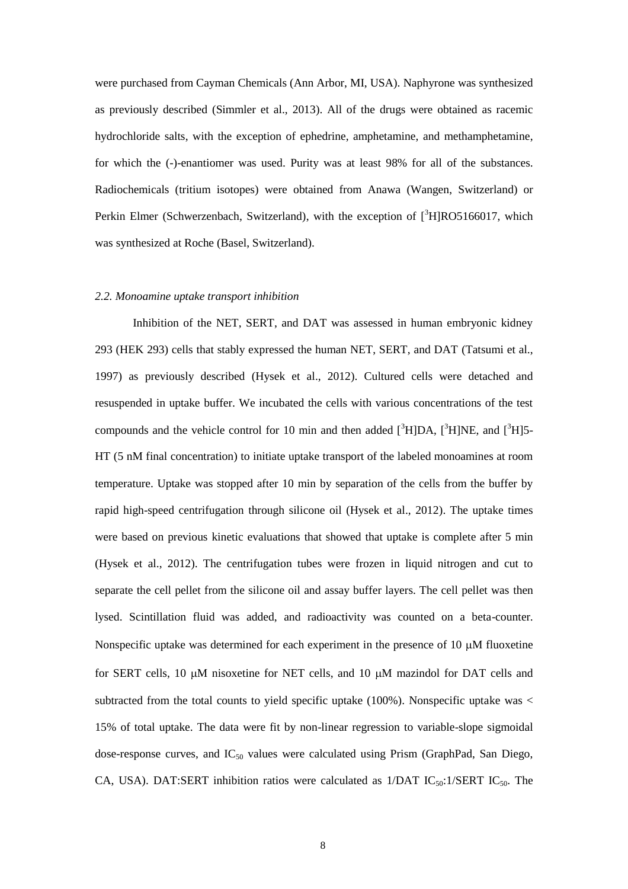were purchased from Cayman Chemicals (Ann Arbor, MI, USA). Naphyrone was synthesized as previously described (Simmler et al., 2013). All of the drugs were obtained as racemic hydrochloride salts, with the exception of ephedrine, amphetamine, and methamphetamine, for which the (-)-enantiomer was used. Purity was at least 98% for all of the substances. Radiochemicals (tritium isotopes) were obtained from Anawa (Wangen, Switzerland) or Perkin Elmer (Schwerzenbach, Switzerland), with the exception of [$^3$H]RO5166017, which was synthesized at Roche (Basel, Switzerland).

### *2.2. Monoamine uptake transport inhibition*

Inhibition of the NET, SERT, and DAT was assessed in human embryonic kidney 293 (HEK 293) cells that stably expressed the human NET, SERT, and DAT (Tatsumi et al., 1997) as previously described (Hysek et al., 2012). Cultured cells were detached and resuspended in uptake buffer. We incubated the cells with various concentrations of the test compounds and the vehicle control for 10 min and then added [$^3$H]DA, [$^3$H]NE, and [$^3$H]5-HT (5 nM final concentration) to initiate uptake transport of the labeled monoamines at room temperature. Uptake was stopped after 10 min by separation of the cells from the buffer by rapid high-speed centrifugation through silicone oil (Hysek et al., 2012). The uptake times were based on previous kinetic evaluations that showed that uptake is complete after 5 min (Hysek et al., 2012). The centrifugation tubes were frozen in liquid nitrogen and cut to separate the cell pellet from the silicone oil and assay buffer layers. The cell pellet was then lysed. Scintillation fluid was added, and radioactivity was counted on a beta-counter. Nonspecific uptake was determined for each experiment in the presence of 10 μM fluoxetine for SERT cells, 10 μM nisoxetine for NET cells, and 10 μM mazindol for DAT cells and subtracted from the total counts to yield specific uptake (100%). Nonspecific uptake was < 15% of total uptake. The data were fit by non-linear regression to variable-slope sigmoidal dose-response curves, and $IC_{50}$ values were calculated using Prism (GraphPad, San Diego, CA, USA). DAT:SERT inhibition ratios were calculated as 1/DAT $IC_{50}$:1/SERT $IC_{50}$. The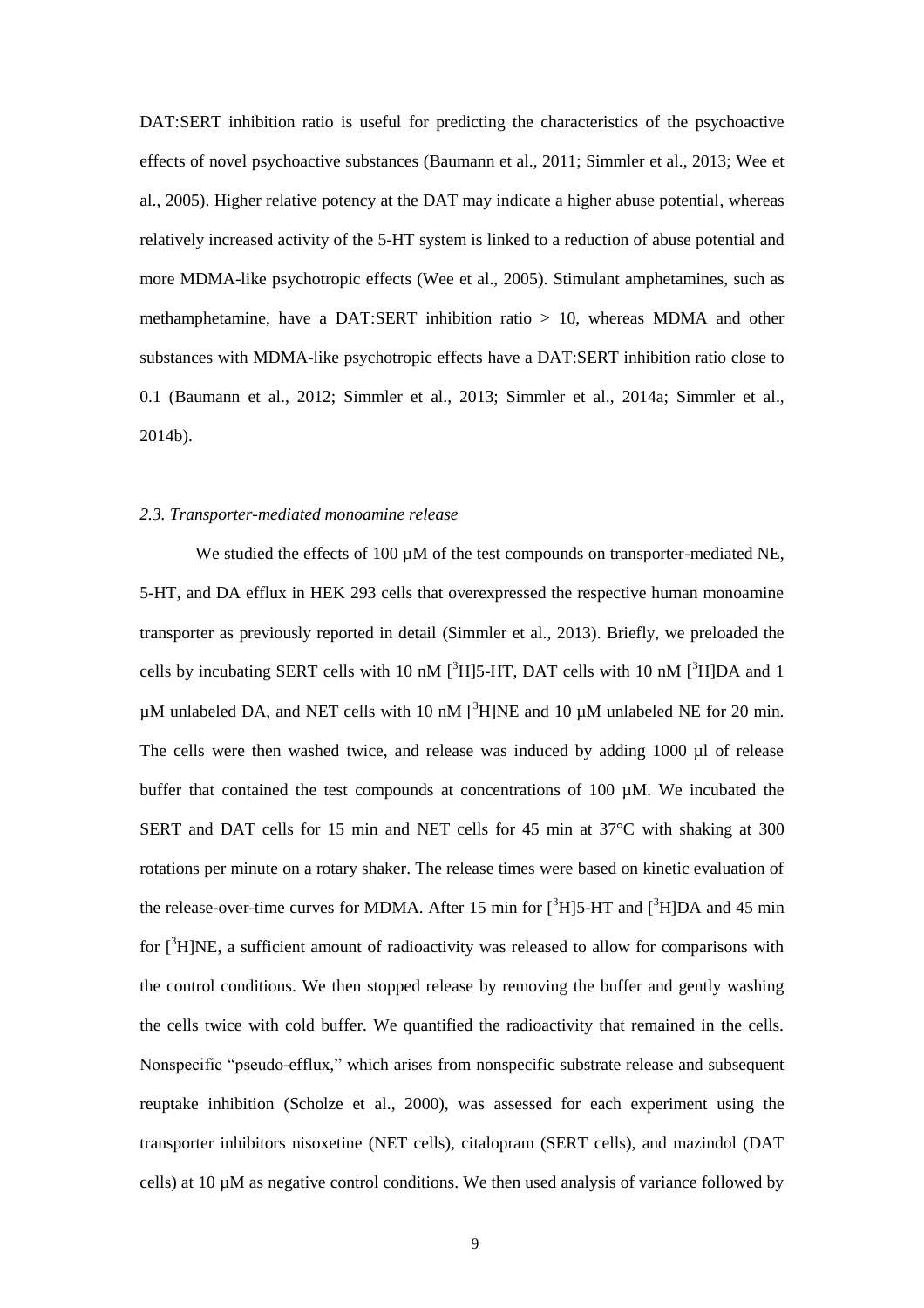DAT:SERT inhibition ratio is useful for predicting the characteristics of the psychoactive effects of novel psychoactive substances (Baumann et al., 2011; Simmler et al., 2013; Wee et al., 2005). Higher relative potency at the DAT may indicate a higher abuse potential, whereas relatively increased activity of the 5-HT system is linked to a reduction of abuse potential and more MDMA-like psychotropic effects (Wee et al., 2005). Stimulant amphetamines, such as methamphetamine, have a DAT:SERT inhibition ratio > 10, whereas MDMA and other substances with MDMA-like psychotropic effects have a DAT:SERT inhibition ratio close to 0.1 (Baumann et al., 2012; Simmler et al., 2013; Simmler et al., 2014a; Simmler et al., 2014b).

### *2.3. Transporter-mediated monoamine release*

We studied the effects of 100 µM of the test compounds on transporter-mediated NE, 5-HT, and DA efflux in HEK 293 cells that overexpressed the respective human monoamine transporter as previously reported in detail (Simmler et al., 2013). Briefly, we preloaded the cells by incubating SERT cells with 10 nM [$^3$H]5-HT, DAT cells with 10 nM [$^3$H]DA and 1 µM unlabeled DA, and NET cells with 10 nM [$^3$H]NE and 10 µM unlabeled NE for 20 min. The cells were then washed twice, and release was induced by adding 1000 µl of release buffer that contained the test compounds at concentrations of 100 µM. We incubated the SERT and DAT cells for 15 min and NET cells for 45 min at 37°C with shaking at 300 rotations per minute on a rotary shaker. The release times were based on kinetic evaluation of the release-over-time curves for MDMA. After 15 min for [$^3$H]5-HT and [$^3$H]DA and 45 min for [$^3$H]NE, a sufficient amount of radioactivity was released to allow for comparisons with the control conditions. We then stopped release by removing the buffer and gently washing the cells twice with cold buffer. We quantified the radioactivity that remained in the cells. Nonspecific "pseudo-efflux," which arises from nonspecific substrate release and subsequent reuptake inhibition (Scholze et al., 2000), was assessed for each experiment using the transporter inhibitors nisoxetine (NET cells), citalopram (SERT cells), and mazindol (DAT cells) at 10 µM as negative control conditions. We then used analysis of variance followed by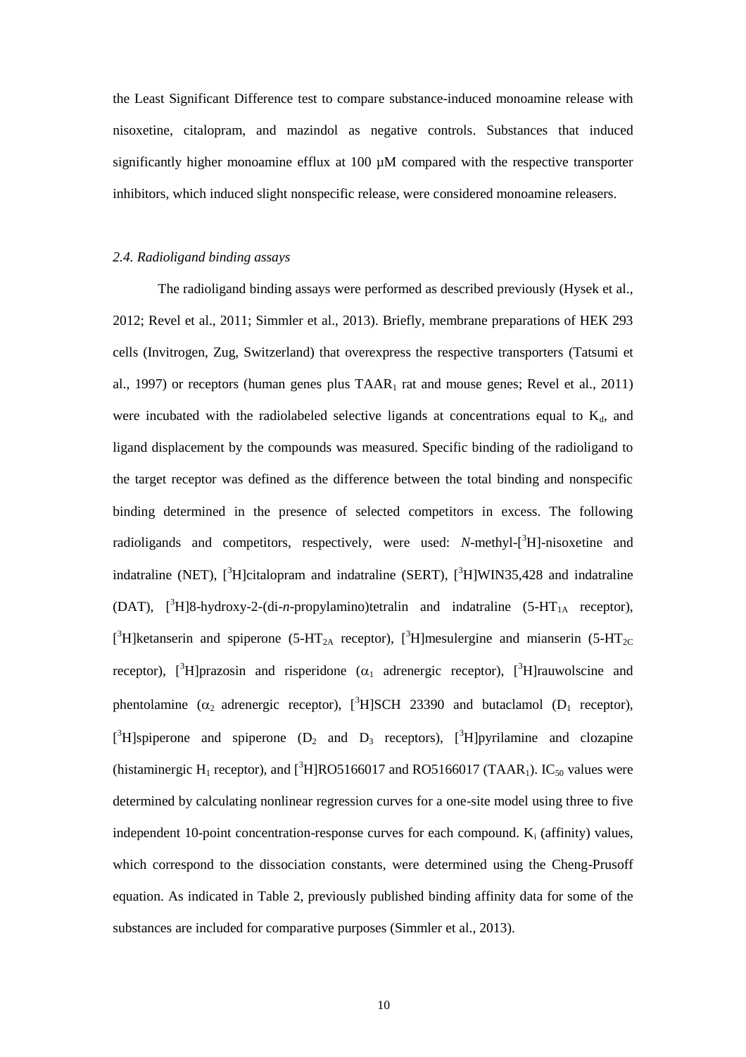the Least Significant Difference test to compare substance-induced monoamine release with nisoxetine, citalopram, and mazindol as negative controls. Substances that induced significantly higher monoamine efflux at 100 µM compared with the respective transporter inhibitors, which induced slight nonspecific release, were considered monoamine releasers.

### *2.4. Radioligand binding assays*

The radioligand binding assays were performed as described previously (Hysek et al., 2012; Revel et al., 2011; Simmler et al., 2013). Briefly, membrane preparations of HEK 293 cells (Invitrogen, Zug, Switzerland) that overexpress the respective transporters (Tatsumi et al., 1997) or receptors (human genes plus $TAAR_1$ rat and mouse genes; Revel et al., 2011) were incubated with the radiolabeled selective ligands at concentrations equal to $K_d$, and ligand displacement by the compounds was measured. Specific binding of the radioligand to the target receptor was defined as the difference between the total binding and nonspecific binding determined in the presence of selected competitors in excess. The following radioligands and competitors, respectively, were used: *N*-methyl-[$^3$H]-nisoxetine and indatraline (NET), [$^3$H]citalopram and indatraline (SERT), [$^3$H]WIN35,428 and indatraline (DAT), [$^3$H]8-hydroxy-2-(di-*n*-propylamino)tetralin and indatraline (5-$HT_{1A}$ receptor), [$^3$H]ketanserin and spiperone (5-$HT_{2A}$ receptor), [$^3$H]mesulergine and mianserin (5-$HT_{2C}$ receptor), [$^3$H]prazosin and risperidone ($\alpha_1$ adrenergic receptor), [$^3$H]rauwolscine and phentolamine ($\alpha_2$ adrenergic receptor), [$^3$H]SCH 23390 and butaclamol ($D_1$ receptor), [$^3$H]spiperone and spiperone ($D_2$ and $D_3$ receptors), [$^3$H]pyrilamine and clozapine (histaminergic $H_1$ receptor), and [$^3$H]RO5166017 and RO5166017 ($TAAR_1$). $IC_{50}$ values were determined by calculating nonlinear regression curves for a one-site model using three to five independent 10-point concentration-response curves for each compound. $K_i$ (affinity) values, which correspond to the dissociation constants, were determined using the Cheng-Prusoff equation. As indicated in Table 2, previously published binding affinity data for some of the substances are included for comparative purposes (Simmler et al., 2013).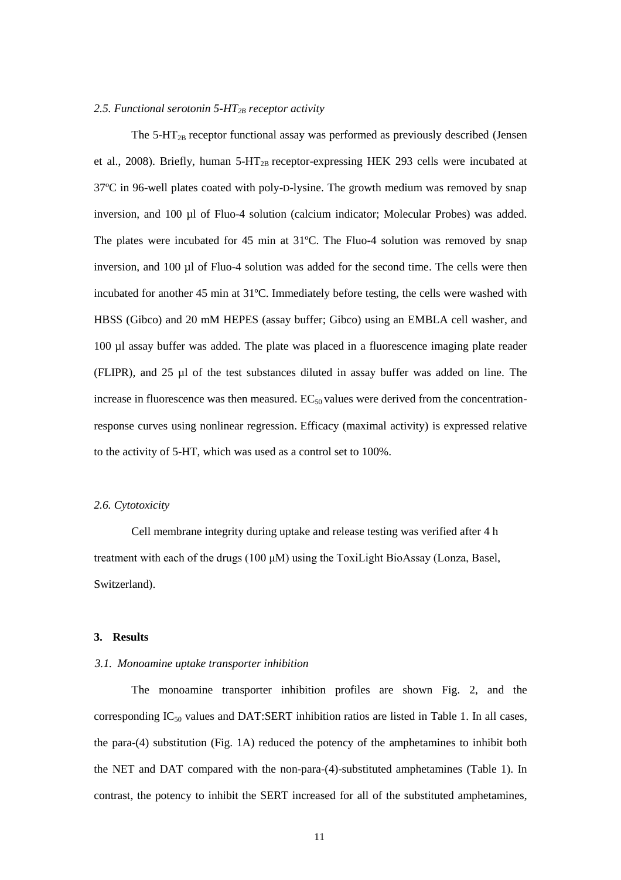### *2.5. Functional serotonin 5-HT$_{2B}$ receptor activity*

The 5-HT$_{2B}$ receptor functional assay was performed as previously described (Jensen et al., 2008). Briefly, human 5-HT$_{2B}$ receptor-expressing HEK 293 cells were incubated at 37ºC in 96-well plates coated with poly-D-lysine. The growth medium was removed by snap inversion, and 100 µl of Fluo-4 solution (calcium indicator; Molecular Probes) was added. The plates were incubated for 45 min at 31ºC. The Fluo-4 solution was removed by snap inversion, and 100 µl of Fluo-4 solution was added for the second time. The cells were then incubated for another 45 min at 31ºC. Immediately before testing, the cells were washed with HBSS (Gibco) and 20 mM HEPES (assay buffer; Gibco) using an EMBLA cell washer, and 100 µl assay buffer was added. The plate was placed in a fluorescence imaging plate reader (FLIPR), and 25 µl of the test substances diluted in assay buffer was added on line. The increase in fluorescence was then measured. EC$_{50}$ values were derived from the concentration-response curves using nonlinear regression. Efficacy (maximal activity) is expressed relative to the activity of 5-HT, which was used as a control set to 100%.

### *2.6. Cytotoxicity*

Cell membrane integrity during uptake and release testing was verified after 4 h treatment with each of the drugs (100 µM) using the ToxiLight BioAssay (Lonza, Basel, Switzerland).

## 3. Results

### *3.1. Monoamine uptake transporter inhibition*

The monoamine transporter inhibition profiles are shown Fig. 2, and the corresponding IC$_{50}$ values and DAT:SERT inhibition ratios are listed in Table 1. In all cases, the para-(4) substitution (Fig. 1A) reduced the potency of the amphetamines to inhibit both the NET and DAT compared with the non-para-(4)-substituted amphetamines (Table 1). In contrast, the potency to inhibit the SERT increased for all of the substituted amphetamines,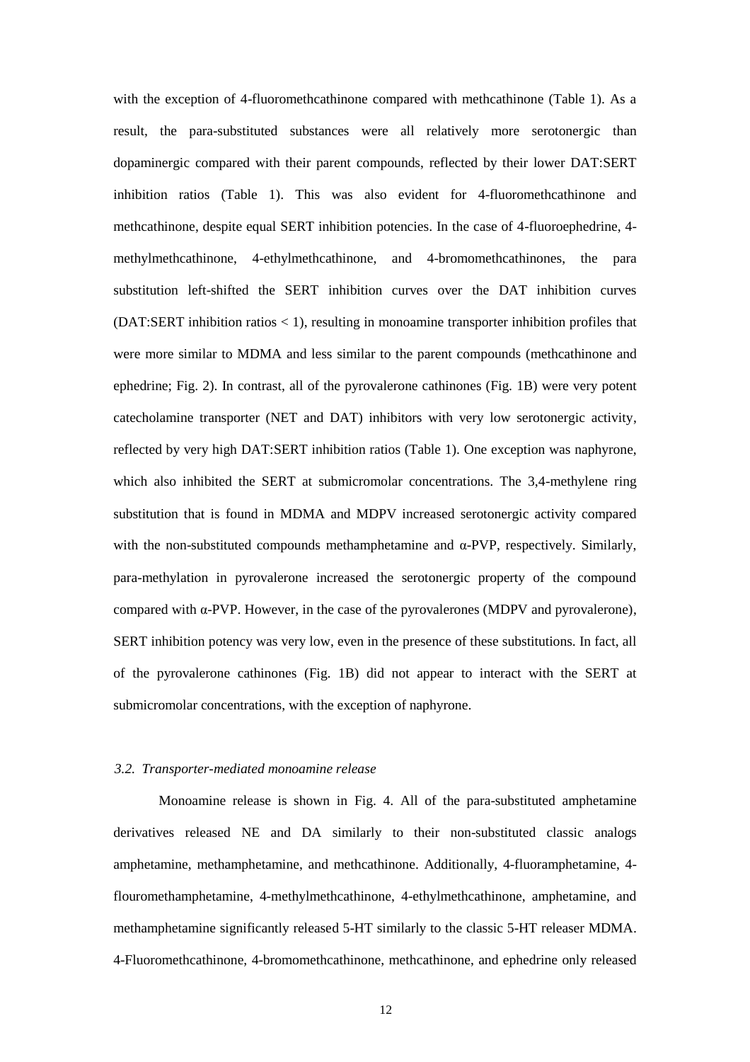with the exception of 4-fluoromethcathinone compared with methcathinone (Table 1). As a result, the para-substituted substances were all relatively more serotonergic than dopaminergic compared with their parent compounds, reflected by their lower DAT:SERT inhibition ratios (Table 1). This was also evident for 4-fluoromethcathinone and methcathinone, despite equal SERT inhibition potencies. In the case of 4-fluoroephedrine, 4-methylmethcathinone, 4-ethylmethcathinone, and 4-bromomethcathinones, the para substitution left-shifted the SERT inhibition curves over the DAT inhibition curves (DAT:SERT inhibition ratios < 1), resulting in monoamine transporter inhibition profiles that were more similar to MDMA and less similar to the parent compounds (methcathinone and ephedrine; Fig. 2). In contrast, all of the pyrovalerone cathinones (Fig. 1B) were very potent catecholamine transporter (NET and DAT) inhibitors with very low serotonergic activity, reflected by very high DAT:SERT inhibition ratios (Table 1). One exception was naphyrone, which also inhibited the SERT at submicromolar concentrations. The 3,4-methylene ring substitution that is found in MDMA and MDPV increased serotonergic activity compared with the non-substituted compounds methamphetamine and α-PVP, respectively. Similarly, para-methylation in pyrovalerone increased the serotonergic property of the compound compared with α-PVP. However, in the case of the pyrovalerones (MDPV and pyrovalerone), SERT inhibition potency was very low, even in the presence of these substitutions. In fact, all of the pyrovalerone cathinones (Fig. 1B) did not appear to interact with the SERT at submicromolar concentrations, with the exception of naphyrone.

### *3.2. Transporter-mediated monoamine release*

Monoamine release is shown in Fig. 4. All of the para-substituted amphetamine derivatives released NE and DA similarly to their non-substituted classic analogs amphetamine, methamphetamine, and methcathinone. Additionally, 4-fluoramphetamine, 4-flouromethamphetamine, 4-methylmethcathinone, 4-ethylmethcathinone, amphetamine, and methamphetamine significantly released 5-HT similarly to the classic 5-HT releaser MDMA. 4-Fluoromethcathinone, 4-bromomethcathinone, methcathinone, and ephedrine only released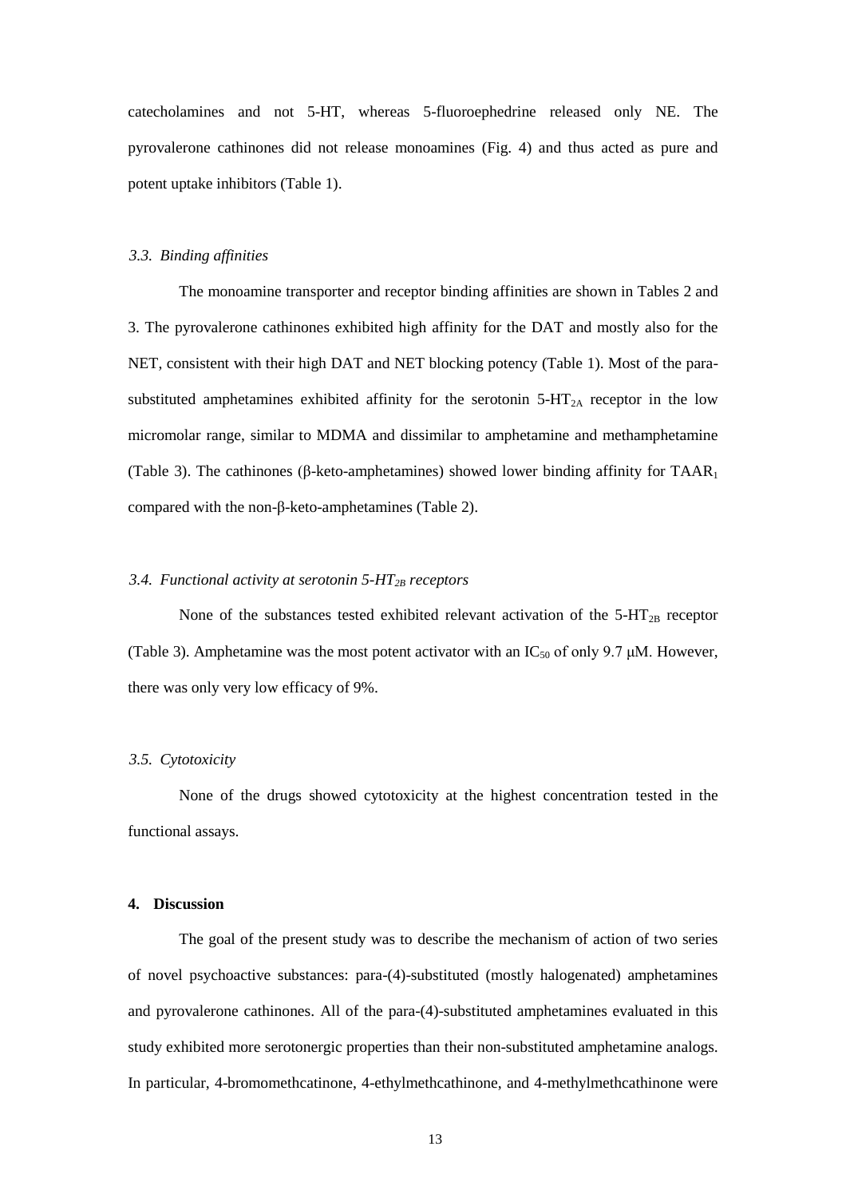catecholamines and not 5-HT, whereas 5-fluoroephedrine released only NE. The pyrovalerone cathinones did not release monoamines (Fig. 4) and thus acted as pure and potent uptake inhibitors (Table 1).

### *3.3. Binding affinities*

The monoamine transporter and receptor binding affinities are shown in Tables 2 and 3. The pyrovalerone cathinones exhibited high affinity for the DAT and mostly also for the NET, consistent with their high DAT and NET blocking potency (Table 1). Most of the para-substituted amphetamines exhibited affinity for the serotonin $5\text{-HT}_{2A}$ receptor in the low micromolar range, similar to MDMA and dissimilar to amphetamine and methamphetamine (Table 3). The cathinones (β-keto-amphetamines) showed lower binding affinity for $TAAR_1$ compared with the non-β-keto-amphetamines (Table 2).

### *3.4. Functional activity at serotonin $5\text{-HT}_{2B}$ receptors*

None of the substances tested exhibited relevant activation of the $5\text{-HT}_{2B}$ receptor (Table 3). Amphetamine was the most potent activator with an $IC_{50}$ of only 9.7 μM. However, there was only very low efficacy of 9%.

### *3.5. Cytotoxicity*

None of the drugs showed cytotoxicity at the highest concentration tested in the functional assays.

## **4. Discussion**

The goal of the present study was to describe the mechanism of action of two series of novel psychoactive substances: para-(4)-substituted (mostly halogenated) amphetamines and pyrovalerone cathinones. All of the para-(4)-substituted amphetamines evaluated in this study exhibited more serotonergic properties than their non-substituted amphetamine analogs. In particular, 4-bromomethcathinone, 4-ethylmethcathinone, and 4-methylmethcathinone were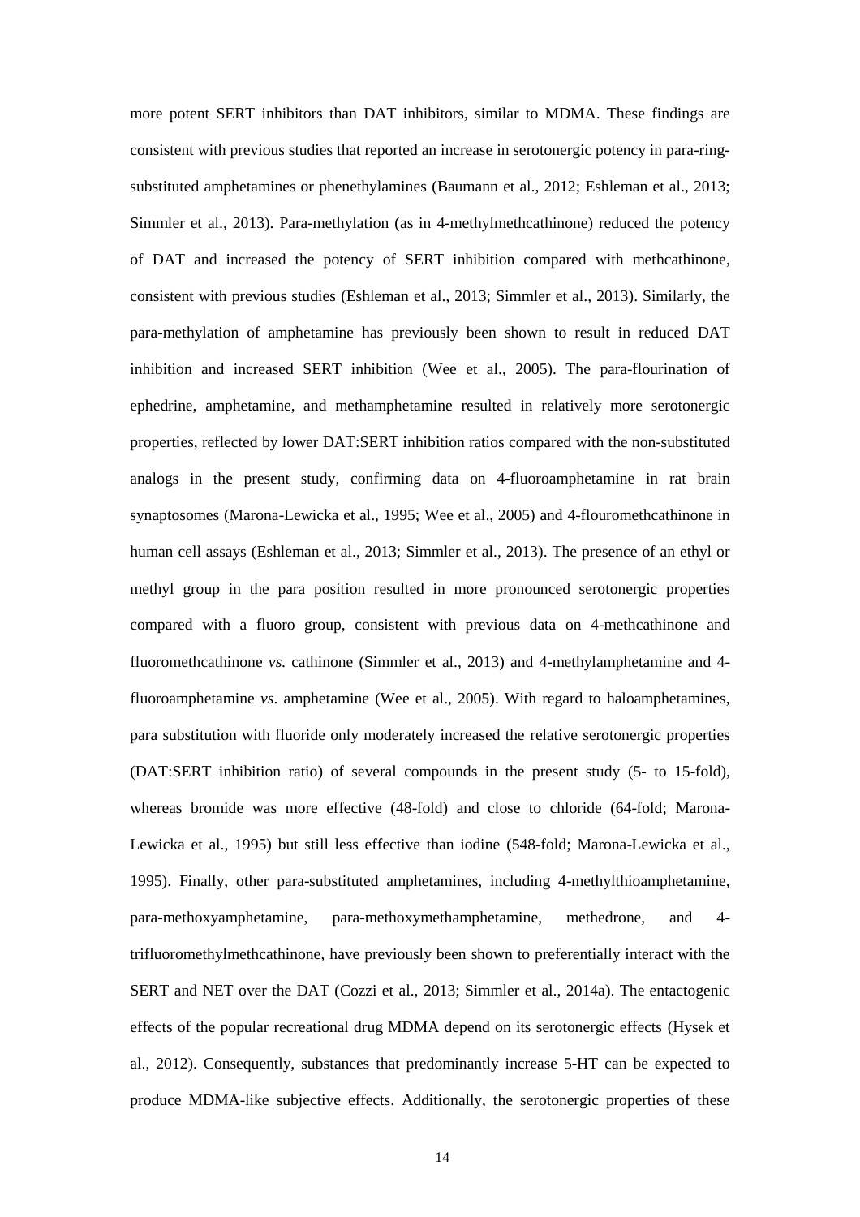more potent SERT inhibitors than DAT inhibitors, similar to MDMA. These findings are consistent with previous studies that reported an increase in serotonergic potency in para-ring-substituted amphetamines or phenethylamines (Baumann et al., 2012; Eshleman et al., 2013; Simmler et al., 2013). Para-methylation (as in 4-methylmethcathinone) reduced the potency of DAT and increased the potency of SERT inhibition compared with methcathinone, consistent with previous studies (Eshleman et al., 2013; Simmler et al., 2013). Similarly, the para-methylation of amphetamine has previously been shown to result in reduced DAT inhibition and increased SERT inhibition (Wee et al., 2005). The para-flourination of ephedrine, amphetamine, and methamphetamine resulted in relatively more serotonergic properties, reflected by lower DAT:SERT inhibition ratios compared with the non-substituted analogs in the present study, confirming data on 4-fluoroamphetamine in rat brain synaptosomes (Marona-Lewicka et al., 1995; Wee et al., 2005) and 4-flouromethcathinone in human cell assays (Eshleman et al., 2013; Simmler et al., 2013). The presence of an ethyl or methyl group in the para position resulted in more pronounced serotonergic properties compared with a fluoro group, consistent with previous data on 4-methcathinone and fluoromethcathinone *vs.* cathinone (Simmler et al., 2013) and 4-methylamphetamine and 4-fluoroamphetamine *vs*. amphetamine (Wee et al., 2005). With regard to haloamphetamines, para substitution with fluoride only moderately increased the relative serotonergic properties (DAT:SERT inhibition ratio) of several compounds in the present study (5- to 15-fold), whereas bromide was more effective (48-fold) and close to chloride (64-fold; Marona-Lewicka et al., 1995) but still less effective than iodine (548-fold; Marona-Lewicka et al., 1995). Finally, other para-substituted amphetamines, including 4-methylthioamphetamine, para-methoxyamphetamine, para-methoxymethamphetamine, methedrone, and 4-trifluoromethylmethcathinone, have previously been shown to preferentially interact with the SERT and NET over the DAT (Cozzi et al., 2013; Simmler et al., 2014a). The entactogenic effects of the popular recreational drug MDMA depend on its serotonergic effects (Hysek et al., 2012). Consequently, substances that predominantly increase 5-HT can be expected to produce MDMA-like subjective effects. Additionally, the serotonergic properties of these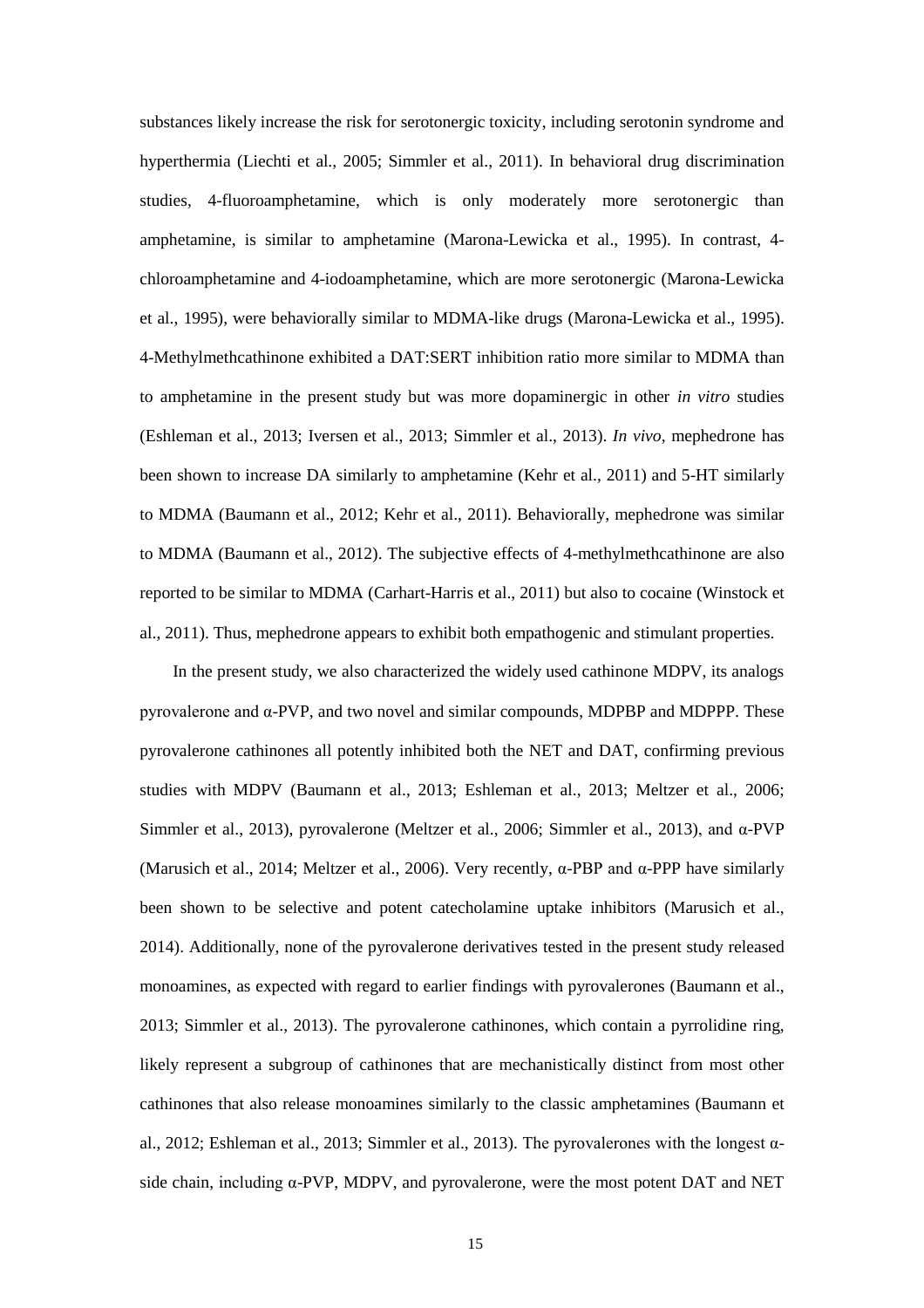substances likely increase the risk for serotonergic toxicity, including serotonin syndrome and hyperthermia (Liechti et al., 2005; Simmler et al., 2011). In behavioral drug discrimination studies, 4-fluoroamphetamine, which is only moderately more serotonergic than amphetamine, is similar to amphetamine (Marona-Lewicka et al., 1995). In contrast, 4-chloroamphetamine and 4-iodoamphetamine, which are more serotonergic (Marona-Lewicka et al., 1995), were behaviorally similar to MDMA-like drugs (Marona-Lewicka et al., 1995). 4-Methylmethcathinone exhibited a DAT:SERT inhibition ratio more similar to MDMA than to amphetamine in the present study but was more dopaminergic in other *in vitro* studies (Eshleman et al., 2013; Iversen et al., 2013; Simmler et al., 2013). *In vivo*, mephedrone has been shown to increase DA similarly to amphetamine (Kehr et al., 2011) and 5-HT similarly to MDMA (Baumann et al., 2012; Kehr et al., 2011). Behaviorally, mephedrone was similar to MDMA (Baumann et al., 2012). The subjective effects of 4-methylmethcathinone are also reported to be similar to MDMA (Carhart-Harris et al., 2011) but also to cocaine (Winstock et al., 2011). Thus, mephedrone appears to exhibit both empathogenic and stimulant properties.

In the present study, we also characterized the widely used cathinone MDPV, its analogs pyrovalerone and α-PVP, and two novel and similar compounds, MDPBP and MDPPP. These pyrovalerone cathinones all potently inhibited both the NET and DAT, confirming previous studies with MDPV (Baumann et al., 2013; Eshleman et al., 2013; Meltzer et al., 2006; Simmler et al., 2013), pyrovalerone (Meltzer et al., 2006; Simmler et al., 2013), and α-PVP (Marusich et al., 2014; Meltzer et al., 2006). Very recently, α-PBP and α-PPP have similarly been shown to be selective and potent catecholamine uptake inhibitors (Marusich et al., 2014). Additionally, none of the pyrovalerone derivatives tested in the present study released monoamines, as expected with regard to earlier findings with pyrovalerones (Baumann et al., 2013; Simmler et al., 2013). The pyrovalerone cathinones, which contain a pyrrolidine ring, likely represent a subgroup of cathinones that are mechanistically distinct from most other cathinones that also release monoamines similarly to the classic amphetamines (Baumann et al., 2012; Eshleman et al., 2013; Simmler et al., 2013). The pyrovalerones with the longest α-side chain, including α-PVP, MDPV, and pyrovalerone, were the most potent DAT and NET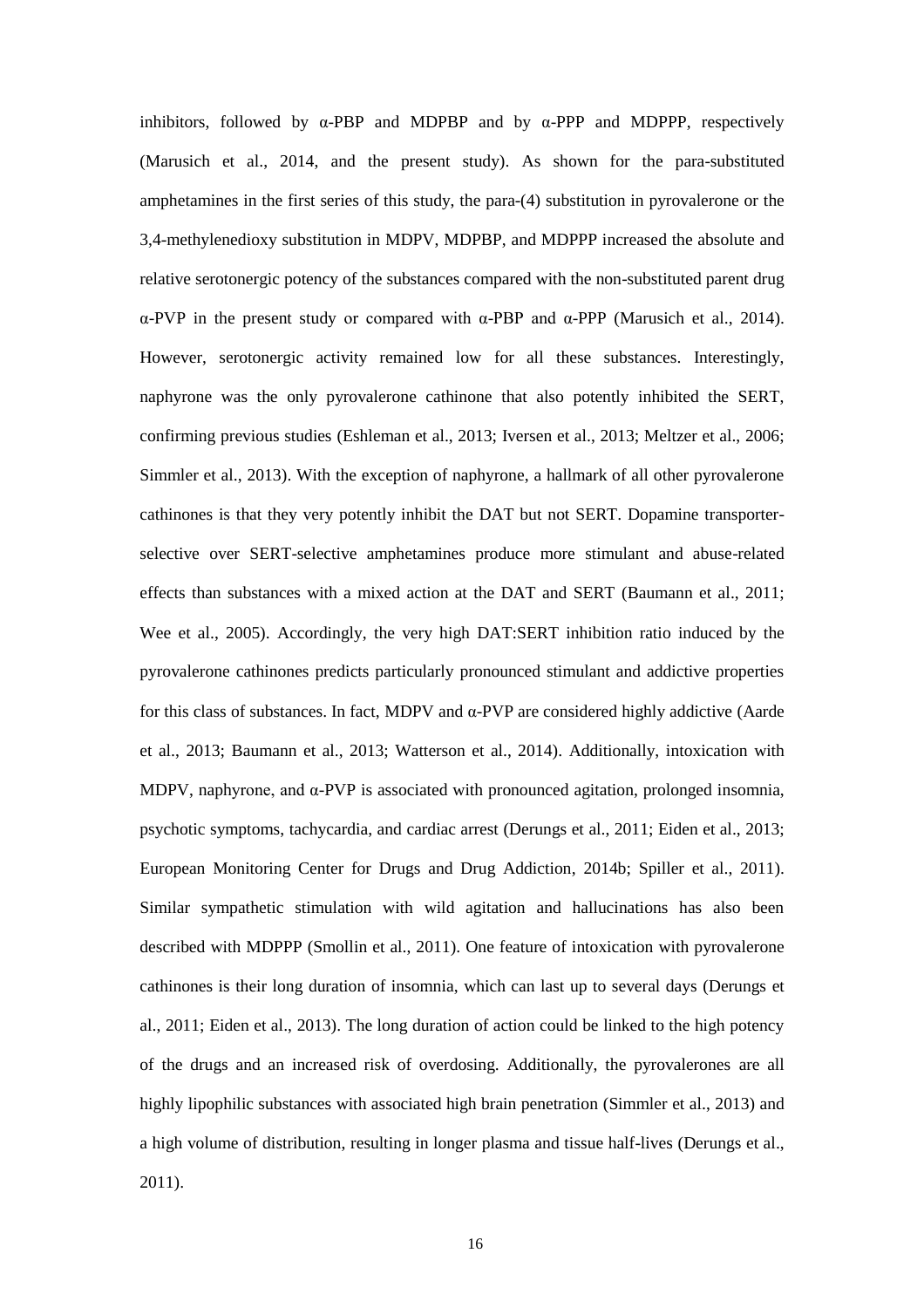inhibitors, followed by α-PBP and MDPBP and by α-PPP and MDPPP, respectively (Marusich et al., 2014, and the present study). As shown for the para-substituted amphetamines in the first series of this study, the para-(4) substitution in pyrovalerone or the 3,4-methylenedioxy substitution in MDPV, MDPBP, and MDPPP increased the absolute and relative serotonergic potency of the substances compared with the non-substituted parent drug α-PVP in the present study or compared with α-PBP and α-PPP (Marusich et al., 2014). However, serotonergic activity remained low for all these substances. Interestingly, naphyrone was the only pyrovalerone cathinone that also potently inhibited the SERT, confirming previous studies (Eshleman et al., 2013; Iversen et al., 2013; Meltzer et al., 2006; Simmler et al., 2013). With the exception of naphyrone, a hallmark of all other pyrovalerone cathinones is that they very potently inhibit the DAT but not SERT. Dopamine transporter-selective over SERT-selective amphetamines produce more stimulant and abuse-related effects than substances with a mixed action at the DAT and SERT (Baumann et al., 2011; Wee et al., 2005). Accordingly, the very high DAT:SERT inhibition ratio induced by the pyrovalerone cathinones predicts particularly pronounced stimulant and addictive properties for this class of substances. In fact, MDPV and α-PVP are considered highly addictive (Aarde et al., 2013; Baumann et al., 2013; Watterson et al., 2014). Additionally, intoxication with MDPV, naphyrone, and α-PVP is associated with pronounced agitation, prolonged insomnia, psychotic symptoms, tachycardia, and cardiac arrest (Derungs et al., 2011; Eiden et al., 2013; European Monitoring Center for Drugs and Drug Addiction, 2014b; Spiller et al., 2011). Similar sympathetic stimulation with wild agitation and hallucinations has also been described with MDPPP (Smollin et al., 2011). One feature of intoxication with pyrovalerone cathinones is their long duration of insomnia, which can last up to several days (Derungs et al., 2011; Eiden et al., 2013). The long duration of action could be linked to the high potency of the drugs and an increased risk of overdosing. Additionally, the pyrovalerones are all highly lipophilic substances with associated high brain penetration (Simmler et al., 2013) and a high volume of distribution, resulting in longer plasma and tissue half-lives (Derungs et al., 2011).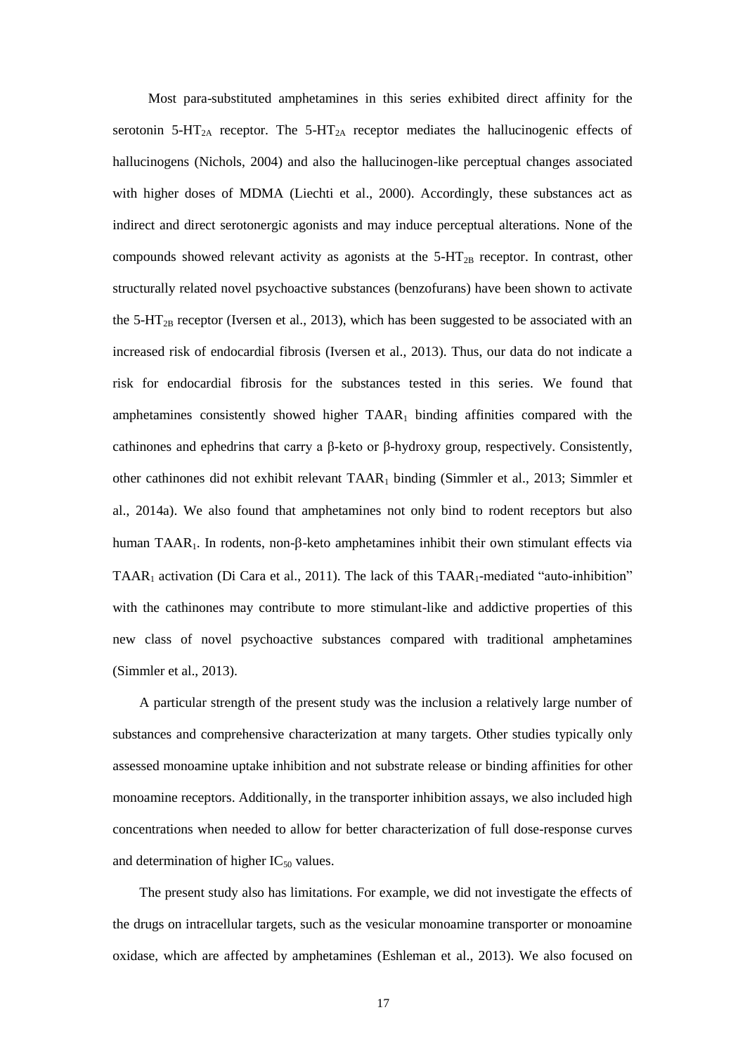Most para-substituted amphetamines in this series exhibited direct affinity for the serotonin 5-$HT_{2A}$ receptor. The 5-$HT_{2A}$ receptor mediates the hallucinogenic effects of hallucinogens (Nichols, 2004) and also the hallucinogen-like perceptual changes associated with higher doses of MDMA (Liechti et al., 2000). Accordingly, these substances act as indirect and direct serotonergic agonists and may induce perceptual alterations. None of the compounds showed relevant activity as agonists at the 5-$HT_{2B}$ receptor. In contrast, other structurally related novel psychoactive substances (benzofurans) have been shown to activate the 5-$HT_{2B}$ receptor (Iversen et al., 2013), which has been suggested to be associated with an increased risk of endocardial fibrosis (Iversen et al., 2013). Thus, our data do not indicate a risk for endocardial fibrosis for the substances tested in this series. We found that amphetamines consistently showed higher $TAAR_1$ binding affinities compared with the cathinones and ephedrins that carry a β-keto or β-hydroxy group, respectively. Consistently, other cathinones did not exhibit relevant $TAAR_1$ binding (Simmler et al., 2013; Simmler et al., 2014a). We also found that amphetamines not only bind to rodent receptors but also human $TAAR_1$. In rodents, non-β-keto amphetamines inhibit their own stimulant effects via $TAAR_1$ activation (Di Cara et al., 2011). The lack of this $TAAR_1$-mediated "auto-inhibition" with the cathinones may contribute to more stimulant-like and addictive properties of this new class of novel psychoactive substances compared with traditional amphetamines (Simmler et al., 2013).

A particular strength of the present study was the inclusion a relatively large number of substances and comprehensive characterization at many targets. Other studies typically only assessed monoamine uptake inhibition and not substrate release or binding affinities for other monoamine receptors. Additionally, in the transporter inhibition assays, we also included high concentrations when needed to allow for better characterization of full dose-response curves and determination of higher $IC_{50}$ values.

The present study also has limitations. For example, we did not investigate the effects of the drugs on intracellular targets, such as the vesicular monoamine transporter or monoamine oxidase, which are affected by amphetamines (Eshleman et al., 2013). We also focused on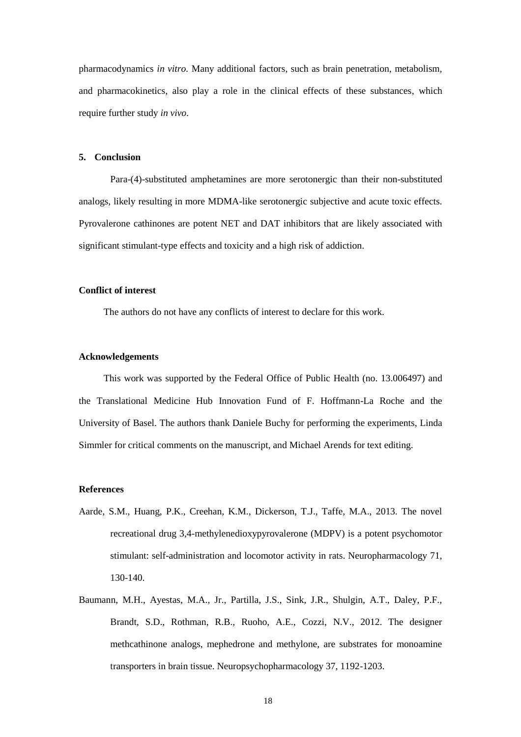pharmacodynamics *in vitro*. Many additional factors, such as brain penetration, metabolism, and pharmacokinetics, also play a role in the clinical effects of these substances, which require further study *in vivo*.

## 5. Conclusion

Para-(4)-substituted amphetamines are more serotonergic than their non-substituted analogs, likely resulting in more MDMA-like serotonergic subjective and acute toxic effects. Pyrovalerone cathinones are potent NET and DAT inhibitors that are likely associated with significant stimulant-type effects and toxicity and a high risk of addiction.

## Conflict of interest

The authors do not have any conflicts of interest to declare for this work.

## Acknowledgements

This work was supported by the Federal Office of Public Health (no. 13.006497) and the Translational Medicine Hub Innovation Fund of F. Hoffmann-La Roche and the University of Basel. The authors thank Daniele Buchy for performing the experiments, Linda Simmler for critical comments on the manuscript, and Michael Arends for text editing.

## References

Aarde, S.M., Huang, P.K., Creehan, K.M., Dickerson, T.J., Taffe, M.A., 2013. The novel recreational drug 3,4-methylenedioxypyrovalerone (MDPV) is a potent psychomotor stimulant: self-administration and locomotor activity in rats. Neuropharmacology 71, 130-140.

Baumann, M.H., Ayestas, M.A., Jr., Partilla, J.S., Sink, J.R., Shulgin, A.T., Daley, P.F., Brandt, S.D., Rothman, R.B., Ruoho, A.E., Cozzi, N.V., 2012. The designer methcathinone analogs, mephedrone and methylone, are substrates for monoamine transporters in brain tissue. Neuropsychopharmacology 37, 1192-1203.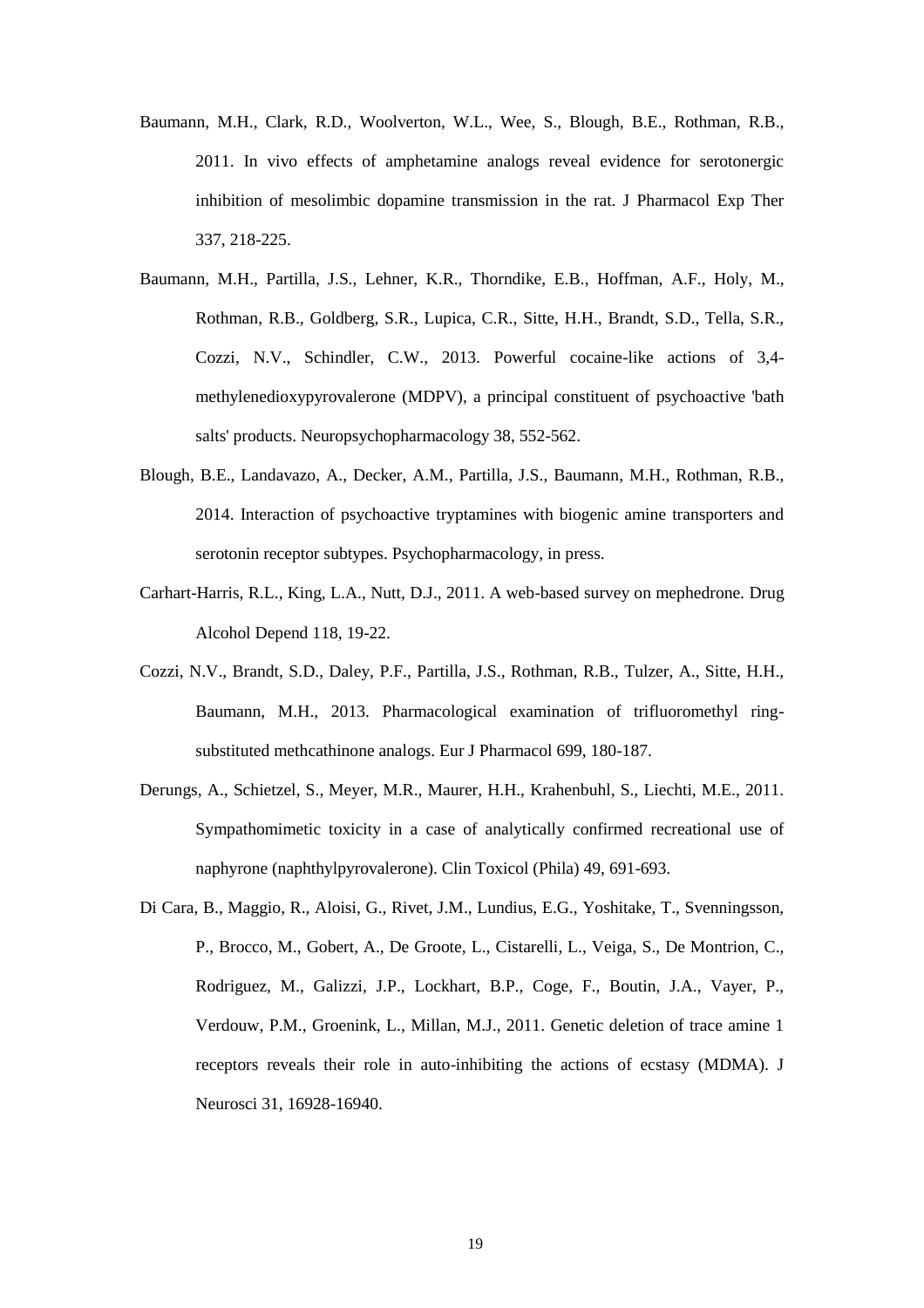Baumann, M.H., Clark, R.D., Woolverton, W.L., Wee, S., Blough, B.E., Rothman, R.B., 2011. In vivo effects of amphetamine analogs reveal evidence for serotonergic inhibition of mesolimbic dopamine transmission in the rat. J Pharmacol Exp Ther 337, 218-225.

Baumann, M.H., Partilla, J.S., Lehner, K.R., Thorndike, E.B., Hoffman, A.F., Holy, M., Rothman, R.B., Goldberg, S.R., Lupica, C.R., Sitte, H.H., Brandt, S.D., Tella, S.R., Cozzi, N.V., Schindler, C.W., 2013. Powerful cocaine-like actions of 3,4-methylenedioxypyrovalerone (MDPV), a principal constituent of psychoactive 'bath salts' products. Neuropsychopharmacology 38, 552-562.

Blough, B.E., Landavazo, A., Decker, A.M., Partilla, J.S., Baumann, M.H., Rothman, R.B., 2014. Interaction of psychoactive tryptamines with biogenic amine transporters and serotonin receptor subtypes. Psychopharmacology, in press.

Carhart-Harris, R.L., King, L.A., Nutt, D.J., 2011. A web-based survey on mephedrone. Drug Alcohol Depend 118, 19-22.

Cozzi, N.V., Brandt, S.D., Daley, P.F., Partilla, J.S., Rothman, R.B., Tulzer, A., Sitte, H.H., Baumann, M.H., 2013. Pharmacological examination of trifluoromethyl ring-substituted methcathinone analogs. Eur J Pharmacol 699, 180-187.

Derungs, A., Schietzel, S., Meyer, M.R., Maurer, H.H., Krahenbuhl, S., Liechti, M.E., 2011. Sympathomimetic toxicity in a case of analytically confirmed recreational use of naphyrone (naphthylpyrovalerone). Clin Toxicol (Phila) 49, 691-693.

Di Cara, B., Maggio, R., Aloisi, G., Rivet, J.M., Lundius, E.G., Yoshitake, T., Svenningsson, P., Brocco, M., Gobert, A., De Groote, L., Cistarelli, L., Veiga, S., De Montrion, C., Rodriguez, M., Galizzi, J.P., Lockhart, B.P., Coge, F., Boutin, J.A., Vayer, P., Verdouw, P.M., Groenink, L., Millan, M.J., 2011. Genetic deletion of trace amine 1 receptors reveals their role in auto-inhibiting the actions of ecstasy (MDMA). J Neurosci 31, 16928-16940.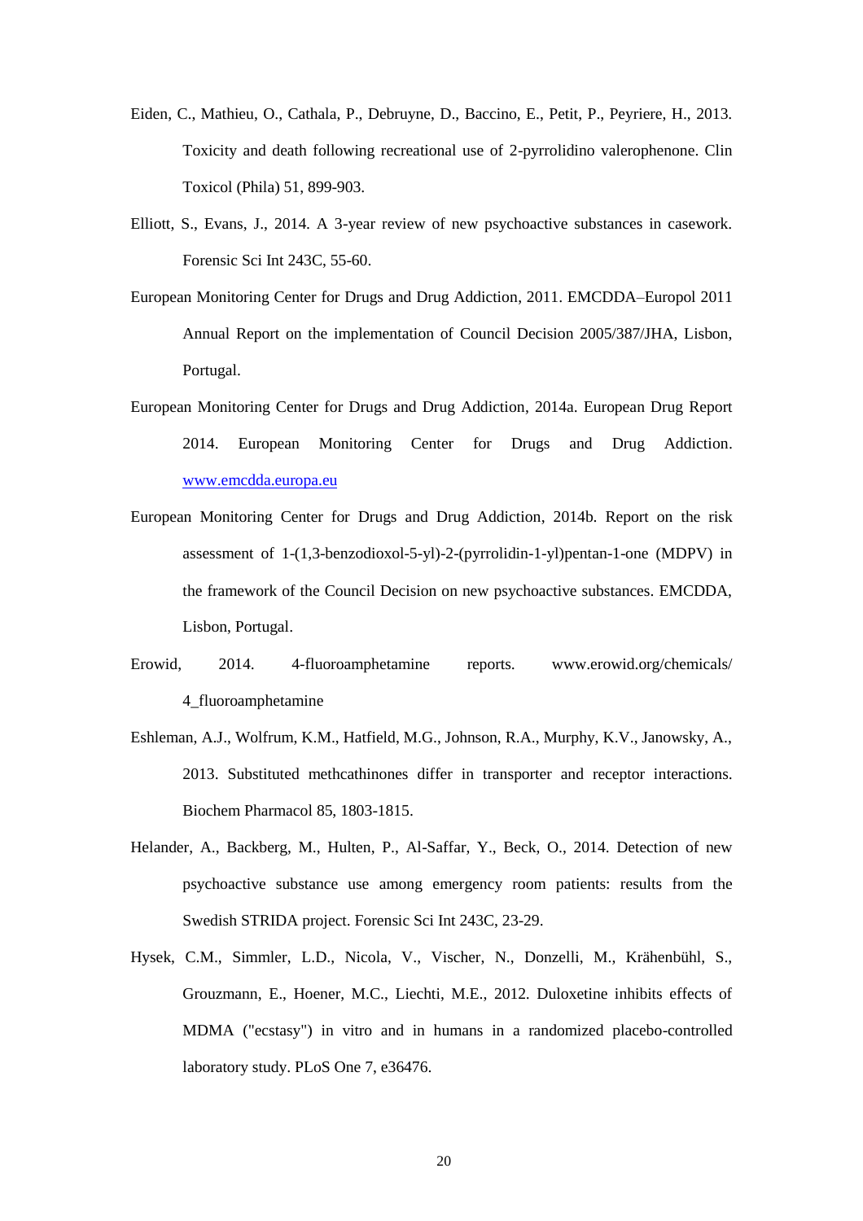Eiden, C., Mathieu, O., Cathala, P., Debruyne, D., Baccino, E., Petit, P., Peyriere, H., 2013. Toxicity and death following recreational use of 2-pyrrolidino valerophenone. Clin Toxicol (Phila) 51, 899-903.

Elliott, S., Evans, J., 2014. A 3-year review of new psychoactive substances in casework. Forensic Sci Int 243C, 55-60.

European Monitoring Center for Drugs and Drug Addiction, 2011. EMCDDA–Europol 2011 Annual Report on the implementation of Council Decision 2005/387/JHA, Lisbon, Portugal.

European Monitoring Center for Drugs and Drug Addiction, 2014a. European Drug Report 2014. European Monitoring Center for Drugs and Drug Addiction. www.emcdda.europa.eu

European Monitoring Center for Drugs and Drug Addiction, 2014b. Report on the risk assessment of 1-(1,3-benzodioxol-5-yl)-2-(pyrrolidin-1-yl)pentan-1-one (MDPV) in the framework of the Council Decision on new psychoactive substances. EMCDDA, Lisbon, Portugal.

Erowid, 2014. 4-fluoroamphetamine reports. www.erowid.org/chemicals/4_fluoroamphetamine

Eshleman, A.J., Wolfrum, K.M., Hatfield, M.G., Johnson, R.A., Murphy, K.V., Janowsky, A., 2013. Substituted methcathinones differ in transporter and receptor interactions. Biochem Pharmacol 85, 1803-1815.

Helander, A., Backberg, M., Hulten, P., Al-Saffar, Y., Beck, O., 2014. Detection of new psychoactive substance use among emergency room patients: results from the Swedish STRIDA project. Forensic Sci Int 243C, 23-29.

Hysek, C.M., Simmler, L.D., Nicola, V., Vischer, N., Donzelli, M., Krähenbühl, S., Grouzmann, E., Hoener, M.C., Liechti, M.E., 2012. Duloxetine inhibits effects of MDMA ("ecstasy") in vitro and in humans in a randomized placebo-controlled laboratory study. PLoS One 7, e36476.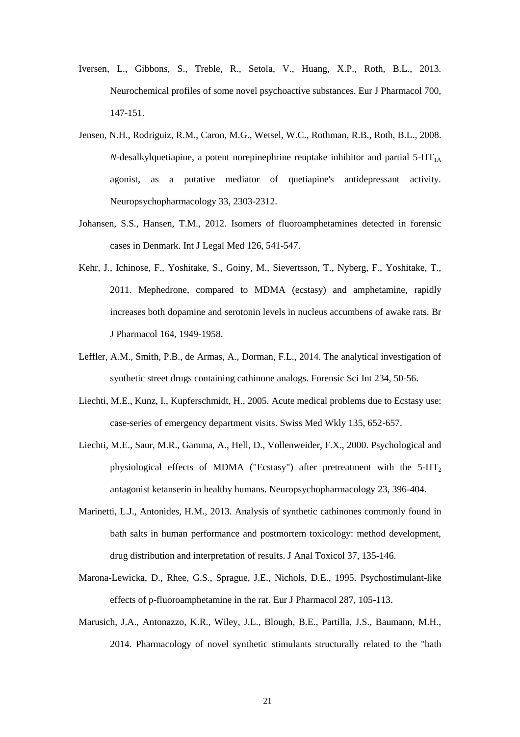Iversen, L., Gibbons, S., Treble, R., Setola, V., Huang, X.P., Roth, B.L., 2013. Neurochemical profiles of some novel psychoactive substances. Eur J Pharmacol 700, 147-151.

Jensen, N.H., Rodriguiz, R.M., Caron, M.G., Wetsel, W.C., Rothman, R.B., Roth, B.L., 2008. *N*-desalkylquetiapine, a potent norepinephrine reuptake inhibitor and partial 5-$HT_{1A}$ agonist, as a putative mediator of quetiapine's antidepressant activity. Neuropsychopharmacology 33, 2303-2312.

Johansen, S.S., Hansen, T.M., 2012. Isomers of fluoroamphetamines detected in forensic cases in Denmark. Int J Legal Med 126, 541-547.

Kehr, J., Ichinose, F., Yoshitake, S., Goiny, M., Sievertsson, T., Nyberg, F., Yoshitake, T., 2011. Mephedrone, compared to MDMA (ecstasy) and amphetamine, rapidly increases both dopamine and serotonin levels in nucleus accumbens of awake rats. Br J Pharmacol 164, 1949-1958.

Leffler, A.M., Smith, P.B., de Armas, A., Dorman, F.L., 2014. The analytical investigation of synthetic street drugs containing cathinone analogs. Forensic Sci Int 234, 50-56.

Liechti, M.E., Kunz, I., Kupferschmidt, H., 2005. Acute medical problems due to Ecstasy use: case-series of emergency department visits. Swiss Med Wkly 135, 652-657.

Liechti, M.E., Saur, M.R., Gamma, A., Hell, D., Vollenweider, F.X., 2000. Psychological and physiological effects of MDMA ("Ecstasy") after pretreatment with the 5-$HT_2$ antagonist ketanserin in healthy humans. Neuropsychopharmacology 23, 396-404.

Marinetti, L.J., Antonides, H.M., 2013. Analysis of synthetic cathinones commonly found in bath salts in human performance and postmortem toxicology: method development, drug distribution and interpretation of results. J Anal Toxicol 37, 135-146.

Marona-Lewicka, D., Rhee, G.S., Sprague, J.E., Nichols, D.E., 1995. Psychostimulant-like effects of p-fluoroamphetamine in the rat. Eur J Pharmacol 287, 105-113.

Marusich, J.A., Antonazzo, K.R., Wiley, J.L., Blough, B.E., Partilla, J.S., Baumann, M.H., 2014. Pharmacology of novel synthetic stimulants structurally related to the "bath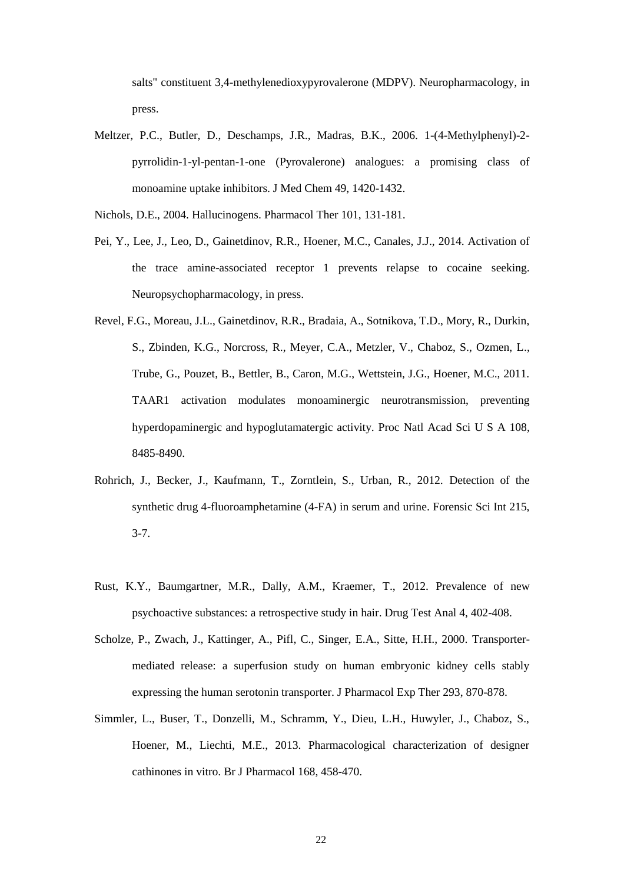salts" constituent 3,4-methylenedioxypyrovalerone (MDPV). Neuropharmacology, in press.

Meltzer, P.C., Butler, D., Deschamps, J.R., Madras, B.K., 2006. 1-(4-Methylphenyl)-2-pyrrolidin-1-yl-pentan-1-one (Pyrovalerone) analogues: a promising class of monoamine uptake inhibitors. J Med Chem 49, 1420-1432.

Nichols, D.E., 2004. Hallucinogens. Pharmacol Ther 101, 131-181.

Pei, Y., Lee, J., Leo, D., Gainetdinov, R.R., Hoener, M.C., Canales, J.J., 2014. Activation of the trace amine-associated receptor 1 prevents relapse to cocaine seeking. Neuropsychopharmacology, in press.

Revel, F.G., Moreau, J.L., Gainetdinov, R.R., Bradaia, A., Sotnikova, T.D., Mory, R., Durkin, S., Zbinden, K.G., Norcross, R., Meyer, C.A., Metzler, V., Chaboz, S., Ozmen, L., Trube, G., Pouzet, B., Bettler, B., Caron, M.G., Wettstein, J.G., Hoener, M.C., 2011. TAAR1 activation modulates monoaminergic neurotransmission, preventing hyperdopaminergic and hypoglutamatergic activity. Proc Natl Acad Sci U S A 108, 8485-8490.

Rohrich, J., Becker, J., Kaufmann, T., Zorntlein, S., Urban, R., 2012. Detection of the synthetic drug 4-fluoroamphetamine (4-FA) in serum and urine. Forensic Sci Int 215, 3-7.

Rust, K.Y., Baumgartner, M.R., Dally, A.M., Kraemer, T., 2012. Prevalence of new psychoactive substances: a retrospective study in hair. Drug Test Anal 4, 402-408.

Scholze, P., Zwach, J., Kattinger, A., Pifl, C., Singer, E.A., Sitte, H.H., 2000. Transporter-mediated release: a superfusion study on human embryonic kidney cells stably expressing the human serotonin transporter. J Pharmacol Exp Ther 293, 870-878.

Simmler, L., Buser, T., Donzelli, M., Schramm, Y., Dieu, L.H., Huwyler, J., Chaboz, S., Hoener, M., Liechti, M.E., 2013. Pharmacological characterization of designer cathinones in vitro. Br J Pharmacol 168, 458-470.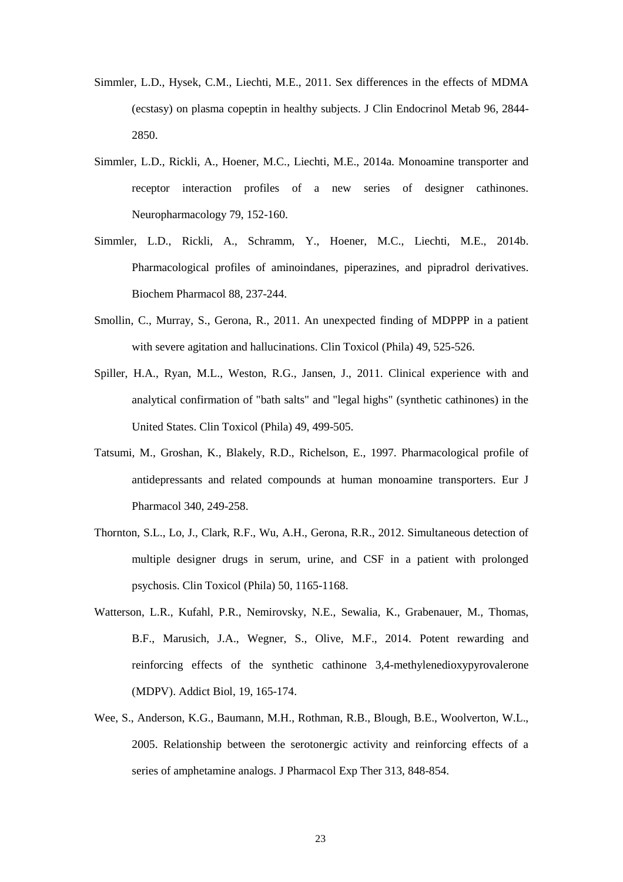Simmler, L.D., Hysek, C.M., Liechti, M.E., 2011. Sex differences in the effects of MDMA (ecstasy) on plasma copeptin in healthy subjects. J Clin Endocrinol Metab 96, 2844-2850.

Simmler, L.D., Rickli, A., Hoener, M.C., Liechti, M.E., 2014a. Monoamine transporter and receptor interaction profiles of a new series of designer cathinones. Neuropharmacology 79, 152-160.

Simmler, L.D., Rickli, A., Schramm, Y., Hoener, M.C., Liechti, M.E., 2014b. Pharmacological profiles of aminoindanes, piperazines, and pipradrol derivatives. Biochem Pharmacol 88, 237-244.

Smollin, C., Murray, S., Gerona, R., 2011. An unexpected finding of MDPPP in a patient with severe agitation and hallucinations. Clin Toxicol (Phila) 49, 525-526.

Spiller, H.A., Ryan, M.L., Weston, R.G., Jansen, J., 2011. Clinical experience with and analytical confirmation of "bath salts" and "legal highs" (synthetic cathinones) in the United States. Clin Toxicol (Phila) 49, 499-505.

Tatsumi, M., Groshan, K., Blakely, R.D., Richelson, E., 1997. Pharmacological profile of antidepressants and related compounds at human monoamine transporters. Eur J Pharmacol 340, 249-258.

Thornton, S.L., Lo, J., Clark, R.F., Wu, A.H., Gerona, R.R., 2012. Simultaneous detection of multiple designer drugs in serum, urine, and CSF in a patient with prolonged psychosis. Clin Toxicol (Phila) 50, 1165-1168.

Watterson, L.R., Kufahl, P.R., Nemirovsky, N.E., Sewalia, K., Grabenauer, M., Thomas, B.F., Marusich, J.A., Wegner, S., Olive, M.F., 2014. Potent rewarding and reinforcing effects of the synthetic cathinone 3,4-methylenedioxypyrovalerone (MDPV). Addict Biol, 19, 165-174.

Wee, S., Anderson, K.G., Baumann, M.H., Rothman, R.B., Blough, B.E., Woolverton, W.L., 2005. Relationship between the serotonergic activity and reinforcing effects of a series of amphetamine analogs. J Pharmacol Exp Ther 313, 848-854.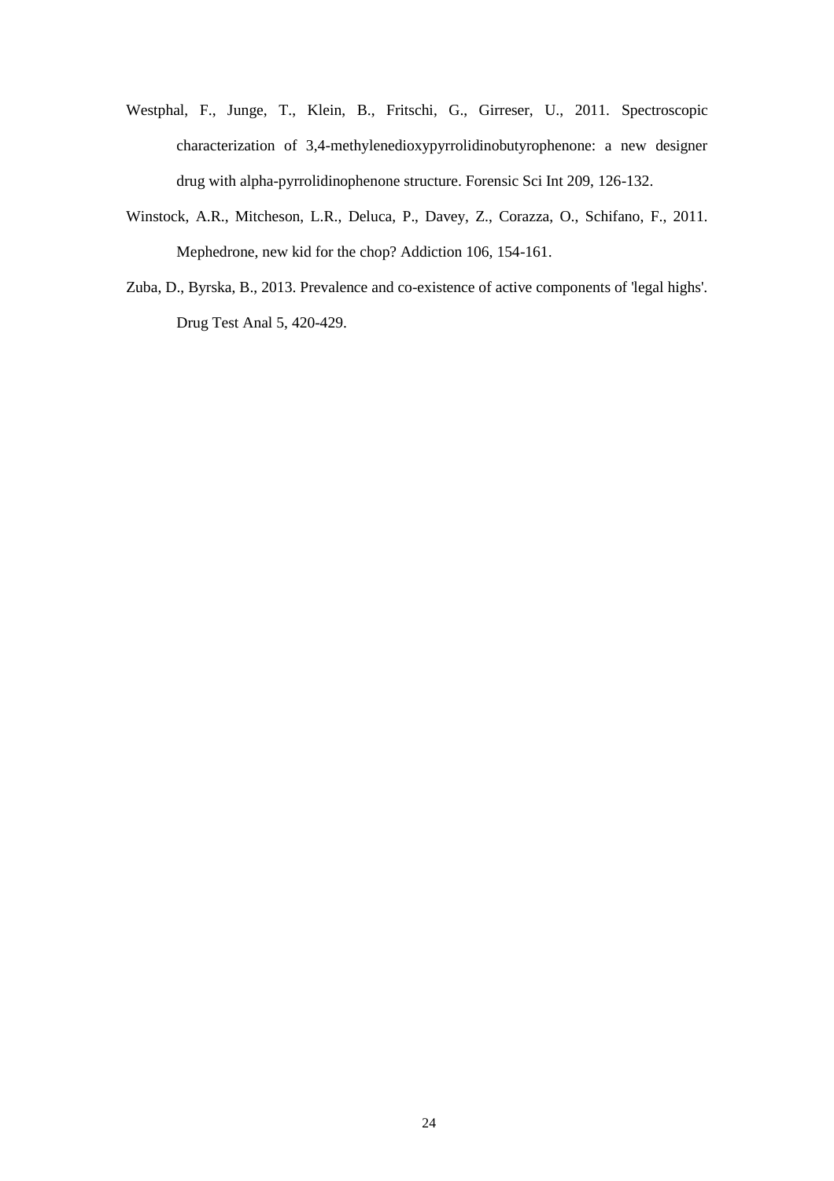Westphal, F., Junge, T., Klein, B., Fritschi, G., Girreser, U., 2011. Spectroscopic characterization of 3,4-methylenedioxypyrrolidinobutyrophenone: a new designer drug with alpha-pyrrolidinophenone structure. Forensic Sci Int 209, 126-132.

Winstock, A.R., Mitcheson, L.R., Deluca, P., Davey, Z., Corazza, O., Schifano, F., 2011. Mephedrone, new kid for the chop? Addiction 106, 154-161.

Zuba, D., Byrska, B., 2013. Prevalence and co-existence of active components of 'legal highs'. Drug Test Anal 5, 420-429.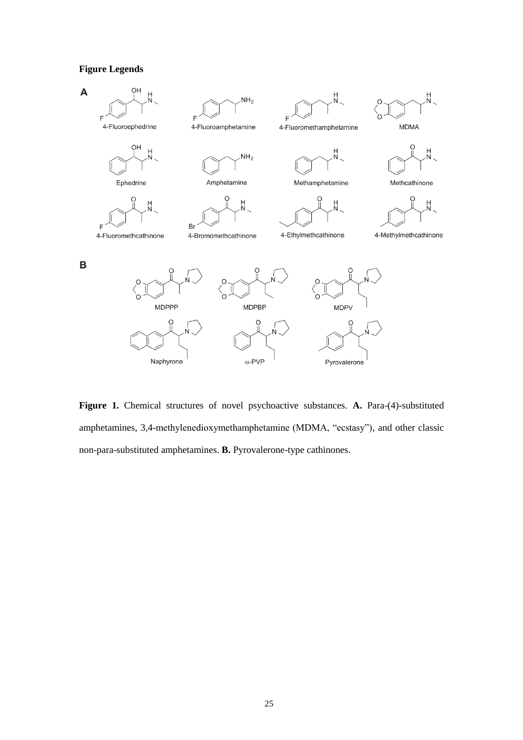# Figure Legends

**Figure 1.** Chemical structures of novel psychoactive substances. **A.** Para-(4)-substituted amphetamines, 3,4-methylenedioxymethamphetamine (MDMA, "ecstasy"), and other classic non-para-substituted amphetamines. **B.** Pyrovalerone-type cathinones.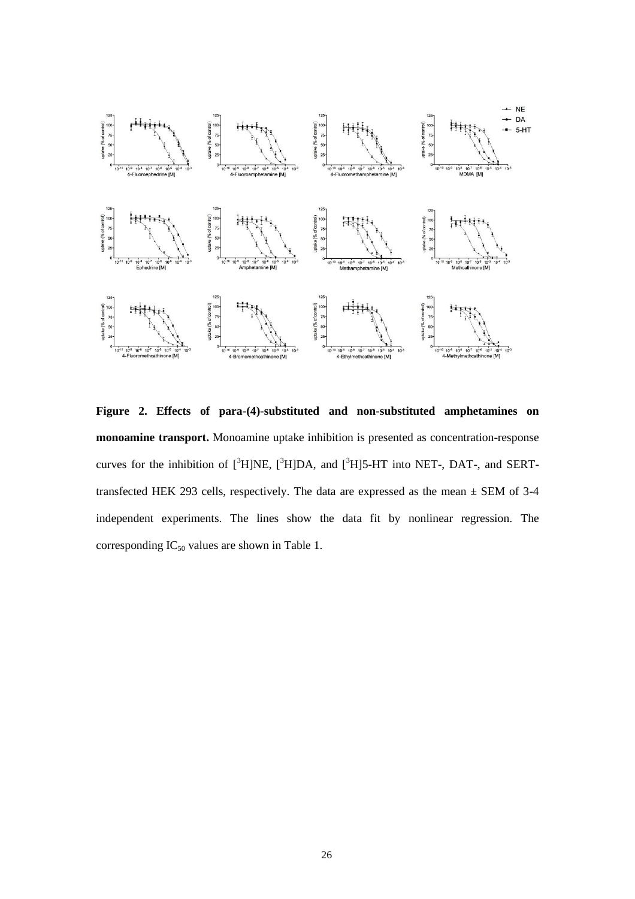**Figure 2. Effects of para-(4)-substituted and non-substituted amphetamines on monoamine transport.** Monoamine uptake inhibition is presented as concentration-response curves for the inhibition of [$^{3}$H]NE, [$^{3}$H]DA, and [$^{3}$H]5-HT into NET-, DAT-, and SERT-transfected HEK 293 cells, respectively. The data are expressed as the mean ± SEM of 3-4 independent experiments. The lines show the data fit by nonlinear regression. The corresponding $IC_{50}$ values are shown in Table 1.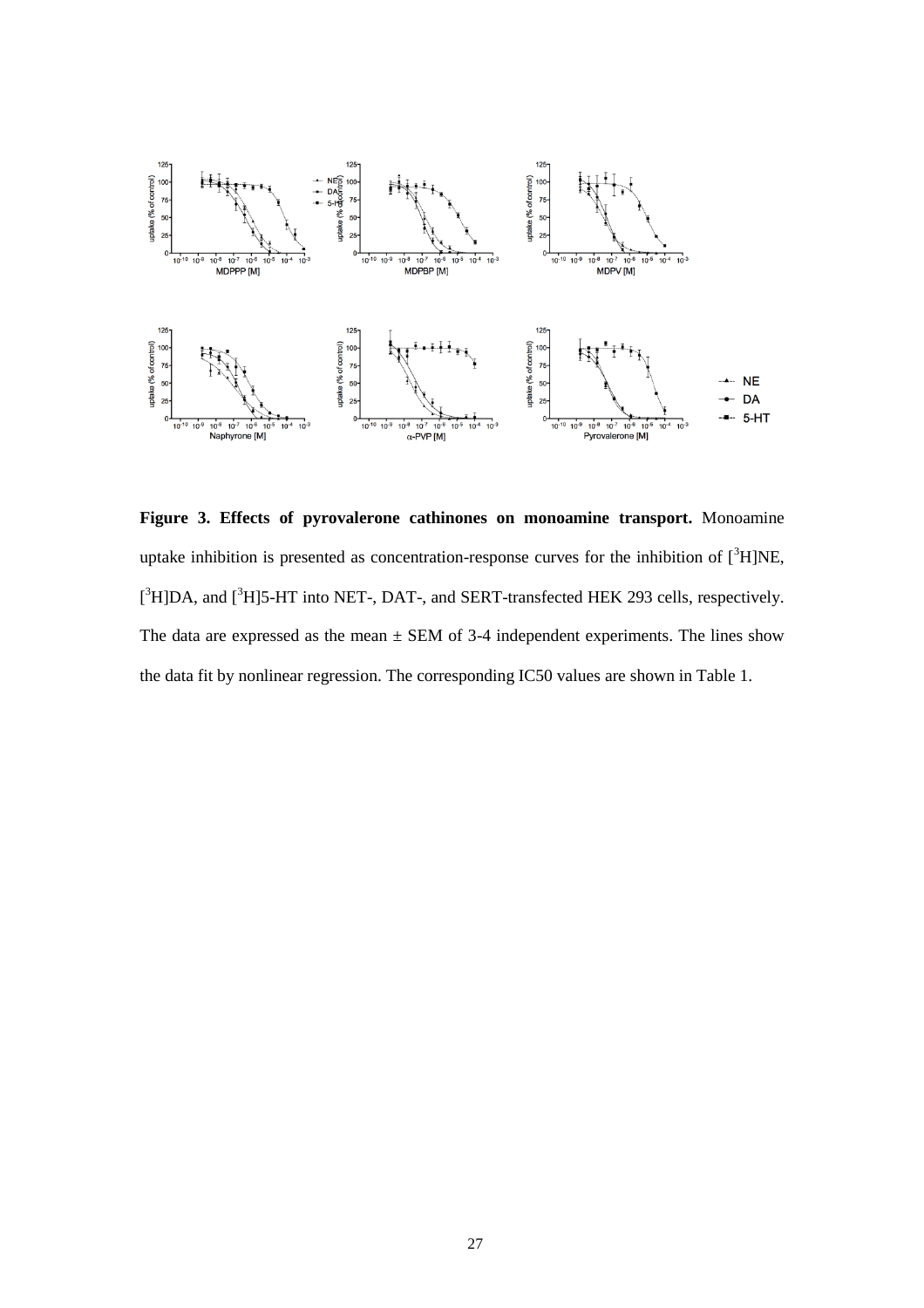**Figure 3. Effects of pyrovalerone cathinones on monoamine transport.** Monoamine uptake inhibition is presented as concentration-response curves for the inhibition of [$^3$H]NE, [$^3$H]DA, and [$^3$H]5-HT into NET-, DAT-, and SERT-transfected HEK 293 cells, respectively. The data are expressed as the mean ± SEM of 3-4 independent experiments. The lines show the data fit by nonlinear regression. The corresponding IC50 values are shown in Table 1.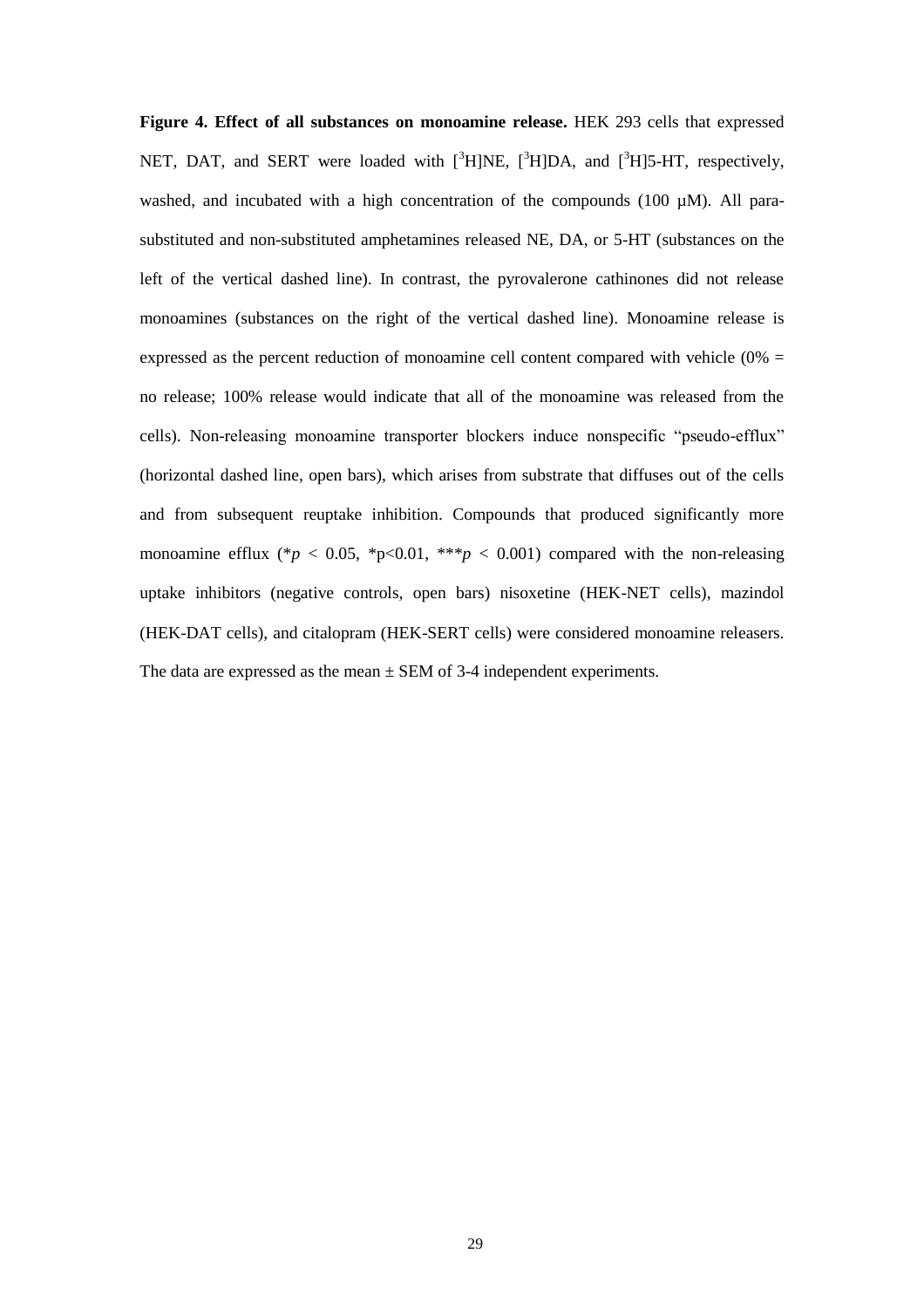**Figure 4. Effect of all substances on monoamine release.** HEK 293 cells that expressed NET, DAT, and SERT were loaded with [$^3$H]NE, [$^3$H]DA, and [$^3$H]5-HT, respectively, washed, and incubated with a high concentration of the compounds (100 µM). All para-substituted and non-substituted amphetamines released NE, DA, or 5-HT (substances on the left of the vertical dashed line). In contrast, the pyrovalerone cathinones did not release monoamines (substances on the right of the vertical dashed line). Monoamine release is expressed as the percent reduction of monoamine cell content compared with vehicle (0% = no release; 100% release would indicate that all of the monoamine was released from the cells). Non-releasing monoamine transporter blockers induce nonspecific "pseudo-efflux" (horizontal dashed line, open bars), which arises from substrate that diffuses out of the cells and from subsequent reuptake inhibition. Compounds that produced significantly more monoamine efflux (\**p* < 0.05, \*p<0.01, \*\*\**p* < 0.001) compared with the non-releasing uptake inhibitors (negative controls, open bars) nisoxetine (HEK-NET cells), mazindol (HEK-DAT cells), and citalopram (HEK-SERT cells) were considered monoamine releasers. The data are expressed as the mean ± SEM of 3-4 independent experiments.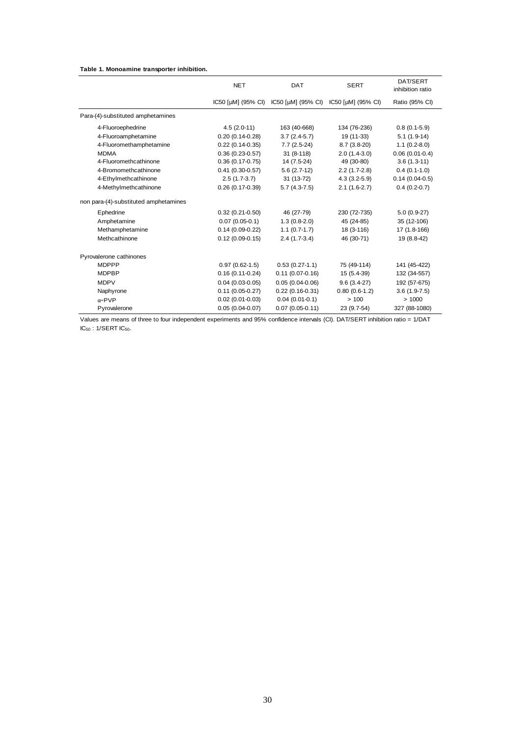**Table 1. Monoamine transporter inhibition.**

| | NET | DAT | SERT | DAT/SERT inhibition ratio |
|---|---|---|---|---|
| | IC50 [µM] (95% CI) | IC50 [µM] (95% CI) | IC50 [µM] (95% CI) | Ratio (95% CI) |
| Para-(4)-substituted amphetamines | | | | |
| 4-Fluoroephedrine | 4.5 (2.0-11) | 163 (40-668) | 134 (76-236) | 0.8 (0.1-5.9) |
| 4-Fluoroamphetamine | 0.20 (0.14-0.28) | 3.7 (2.4-5.7) | 19 (11-33) | 5.1 (1.9-14) |
| 4-Fluoromethamphetamine | 0.22 (0.14-0.35) | 7.7 (2.5-24) | 8.7 (3.8-20) | 1.1 (0.2-8.0) |
| MDMA | 0.36 (0.23-0.57) | 31 (8-118) | 2.0 (1.4-3.0) | 0.06 (0.01-0.4) |
| 4-Fluoromethcathinone | 0.36 (0.17-0.75) | 14 (7.5-24) | 49 (30-80) | 3.6 (1.3-11) |
| 4-Bromomethcathinone | 0.41 (0.30-0.57) | 5.6 (2.7-12) | 2.2 (1.7-2.8) | 0.4 (0.1-1.0) |
| 4-Ethylmethcathinone | 2.5 (1.7-3.7) | 31 (13-72) | 4.3 (3.2-5.9) | 0.14 (0.04-0.5) |
| 4-Methylmethcathinone | 0.26 (0.17-0.39) | 5.7 (4.3-7.5) | 2.1 (1.6-2.7) | 0.4 (0.2-0.7) |
| non para-(4)-substituted amphetamines | | | | |
| Ephedrine | 0.32 (0.21-0.50) | 46 (27-79) | 230 (72-735) | 5.0 (0.9-27) |
| Amphetamine | 0.07 (0.05-0.1) | 1.3 (0.8-2.0) | 45 (24-85) | 35 (12-106) |
| Methamphetamine | 0.14 (0.09-0.22) | 1.1 (0.7-1.7) | 18 (3-116) | 17 (1.8-166) |
| Methcathinone | 0.12 (0.09-0.15) | 2.4 (1.7-3.4) | 46 (30-71) | 19 (8.8-42) |
| Pyrovalerone cathinones | | | | |
| MDPPP | 0.97 (0.62-1.5) | 0.53 (0.27-1.1) | 75 (49-114) | 141 (45-422) |
| MDPBP | 0.16 (0.11-0.24) | 0.11 (0.07-0.16) | 15 (5.4-39) | 132 (34-557) |
| MDPV | 0.04 (0.03-0.05) | 0.05 (0.04-0.06) | 9.6 (3.4-27) | 192 (57-675) |
| Naphyrone | 0.11 (0.05-0.27) | 0.22 (0.16-0.31) | 0.80 (0.6-1.2) | 3.6 (1.9-7.5) |
| α-PVP | 0.02 (0.01-0.03) | 0.04 (0.01-0.1) | > 100 | > 1000 |
| Pyrovalerone | 0.05 (0.04-0.07) | 0.07 (0.05-0.11) | 23 (9.7-54) | 327 (88-1080) |

Values are means of three to four independent experiments and 95% confidence intervals (CI). DAT/SERT inhibition ratio = 1/DAT $IC_{50}$ : 1/SERT $IC_{50}$.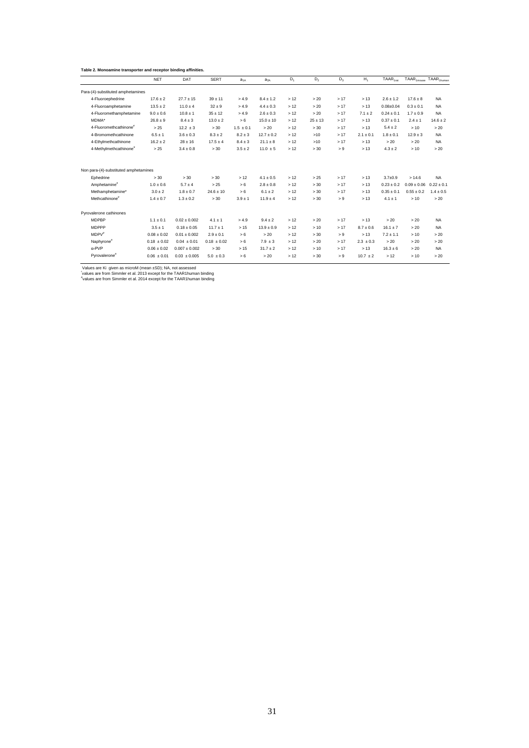**Table 2. Monoamine transporter and receptor binding affinities.**

| | NET | DAT | SERT | $a_{1A}$ | $a_{2A}$ | $D_1$ | $D_2$ | $D_3$ | $H_1$ | $TAAR_{1rat}$ | $TAAR_{1mouse}$ | $TAAR_{1human}$ |
|---|---|---|---|---|---|---|---|---|---|---|---|---|
| Para-(4)-substituted amphetamines | | | | | | | | | | | | |
| 4-Fluoroephedrine | 17.6 ± 2 | 27.7 ± 15 | 39 ± 11 | > 4.9 | 8.4 ± 1.2 | > 12 | > 20 | > 17 | > 13 | 2.6 ± 1.2 | 17.6 ± 8 | NA |
| 4-Fluoroamphetamine | 13.5 ± 2 | 11.0 ± 4 | 32 ± 9 | > 4.9 | 4.4 ± 0.3 | > 12 | > 20 | > 17 | > 13 | 0.08±0.04 | 0.3 ± 0.1 | NA |
| 4-Fluoromethamphetamine | 9.0 ± 0.6 | 10.8 ± 1 | 35 ± 12 | > 4.9 | 2.6 ± 0.3 | > 12 | > 20 | > 17 | 7.1 ± 2 | 0.24 ± 0.1 | 1.7 ± 0.9 | NA |
| MDMA* | 26.8 ± 9 | 8.4 ± 3 | 13.0 ± 2 | > 6 | 15.0 ± 10 | > 12 | 25 ± 13 | > 17 | > 13 | 0.37 ± 0.1 | 2.4 ± 1 | 14.6 ± 2 |
| 4-Fluoromethcathinone[#] | > 25 | 12.2 ± 3 | > 30 | 1.5 ± 0.1 | > 20 | > 12 | > 30 | > 17 | > 13 | 5.4 ± 2 | > 10 | > 20 |
| 4-Bromomethcathinone | 6.5 ± 1 | 3.6 ± 0.3 | 8.3 ± 2 | 8.2 ± 3 | 12.7 ± 0.2 | > 12 | >10 | > 17 | 2.1 ± 0.1 | 1.8 ± 0.1 | 12.9 ± 3 | NA |
| 4-Ethylmethcathinone | 16.2 ± 2 | 28 ± 16 | 17.5 ± 4 | 8.4 ± 3 | 21.1 ± 8 | > 12 | >10 | > 17 | > 13 | > 20 | > 20 | NA |
| 4-Methylmethcathinone[#] | > 25 | 3.4 ± 0.8 | > 30 | 3.5 ± 2 | 11.0 ± 5 | > 12 | > 30 | > 9 | > 13 | 4.3 ± 2 | > 10 | > 20 |
| Non para-(4)-substituted amphetamines | | | | | | | | | | | | |
| Ephedrine | > 30 | > 30 | > 30 | > 12 | 4.1 ± 0.5 | > 12 | > 25 | > 17 | > 13 | 3.7±0.9 | > 14.6 | NA |
| Amphetamine[#] | 1.0 ± 0.6 | 5.7 ± 4 | > 25 | > 6 | 2.8 ± 0.8 | > 12 | > 30 | > 17 | > 13 | 0.23 ± 0.2 | 0.09 ± 0.06 | 0.22 ± 0.1 |
| Methamphetamine* | 3.0 ± 2 | 1.8 ± 0.7 | 24.6 ± 10 | > 6 | 6.1 ± 2 | > 12 | > 30 | > 17 | > 13 | 0.35 ± 0.1 | 0.55 ± 0.2 | 1.4 ± 0.5 |
| Methcathinone[#] | 1.4 ± 0.7 | 1.3 ± 0.2 | > 30 | 3.9 ± 1 | 11.9 ± 4 | > 12 | > 30 | > 9 | > 13 | 4.1 ± 1 | > 10 | > 20 |
| Pyrovalerone cathinones | | | | | | | | | | | | |
| MDPBP | 1.1 ± 0.1 | 0.02 ± 0.002 | 4.1 ± 1 | > 4.9 | 9.4 ± 2 | > 12 | > 20 | > 17 | > 13 | > 20 | > 20 | NA |
| MDPPP | 3.5 ± 1 | 0.18 ± 0.05 | 11.7 ± 1 | > 15 | 13.9 ± 0.9 | > 12 | > 10 | > 17 | 8.7 ± 0.6 | 16.1 ± 7 | > 20 | NA |
| MDPV[#] | 0.08 ± 0.02 | 0.01 ± 0.002 | 2.9 ± 0.1 | > 6 | > 20 | > 12 | > 30 | > 9 | > 13 | 7.2 ± 1.1 | > 10 | > 20 |
| Naphyrone[#] | 0.18 ± 0.02 | 0.04 ± 0.01 | 0.18 ± 0.02 | > 6 | 7.9 ± 3 | > 12 | > 20 | > 17 | 2.3 ± 0.3 | > 20 | > 20 | > 20 |
| α-PVP | 0.06 ± 0.02 | 0.007 ± 0.002 | > 30 | > 15 | 31.7 ± 2 | > 12 | > 10 | > 17 | > 13 | 16.3 ± 6 | > 20 | NA |
| Pyrovalerone[#] | 0.06 ± 0.01 | 0.03 ± 0.005 | 5.0 ± 0.3 | > 6 | > 20 | > 12 | > 30 | > 9 | 10.7 ± 2 | > 12 | > 10 | > 20 |

Values are Ki given as microM (mean ±SD); NA, not assessed
[*]values are from Simmler et al. 2013 except for the TAAR1human binding
[#]values are from Simmler et al. 2014 except for the TAAR1human binding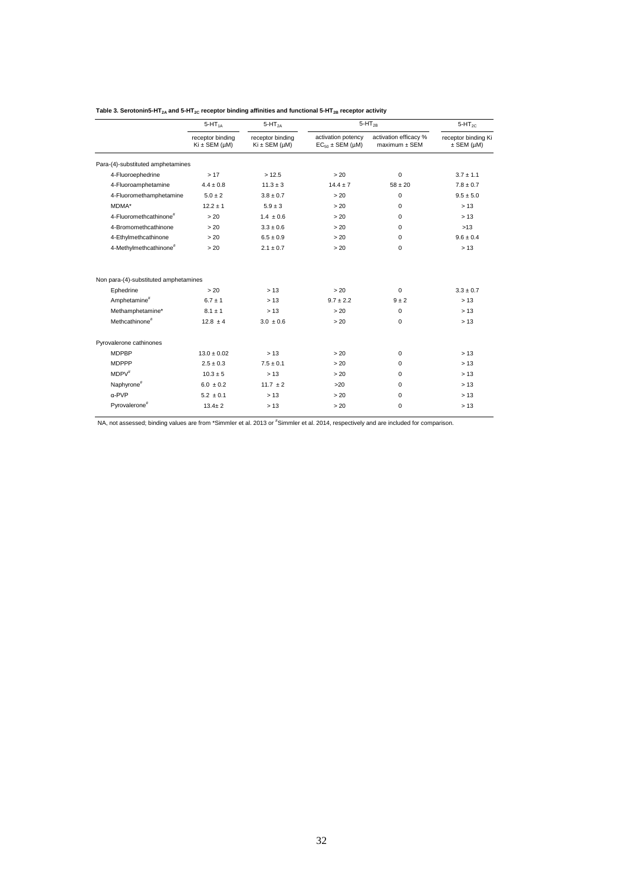**Table 3. Serotonin5-$HT_{2A}$ and 5-$HT_{2C}$ receptor binding affinities and functional 5-$HT_{2B}$ receptor activity**

| | 5-$HT_{1A}$ | 5-$HT_{2A}$ | 5-$HT_{2B}$ | | 5-$HT_{2C}$ |
|---|---|---|---|---|---|
| | receptor binding Ki ± SEM (µM) | receptor binding Ki ± SEM (µM) | activation potency $EC_{50}$ ± SEM (µM) | activation efficacy % maximum ± SEM | receptor binding Ki ± SEM (µM) |
| Para-(4)-substituted amphetamines | | | | | |
| 4-Fluoroephedrine | > 17 | > 12.5 | > 20 | 0 | 3.7 ± 1.1 |
| 4-Fluoroamphetamine | 4.4 ± 0.8 | 11.3 ± 3 | 14.4 ± 7 | 58 ± 20 | 7.8 ± 0.7 |
| 4-Fluoromethamphetamine | 5.0 ± 2 | 3.8 ± 0.7 | > 20 | 0 | 9.5 ± 5.0 |
| MDMA* | 12.2 ± 1 | 5.9 ± 3 | > 20 | 0 | > 13 |
| 4-Fluoromethcathinone[#] | > 20 | 1.4 ± 0.6 | > 20 | 0 | > 13 |
| 4-Bromomethcathinone | > 20 | 3.3 ± 0.6 | > 20 | 0 | >13 |
| 4-Ethylmethcathinone | > 20 | 6.5 ± 0.9 | > 20 | 0 | 9.6 ± 0.4 |
| 4-Methylmethcathinone[#] | > 20 | 2.1 ± 0.7 | > 20 | 0 | > 13 |
| Non para-(4)-substituted amphetamines | | | | | |
| Ephedrine | > 20 | > 13 | > 20 | 0 | 3.3 ± 0.7 |
| Amphetamine[#] | 6.7 ± 1 | > 13 | 9.7 ± 2.2 | 9 ± 2 | > 13 |
| Methamphetamine* | 8.1 ± 1 | > 13 | > 20 | 0 | > 13 |
| Methcathinone[#] | 12.8 ± 4 | 3.0 ± 0.6 | > 20 | 0 | > 13 |
| Pyrovalerone cathinones | | | | | |
| MDPBP | 13.0 ± 0.02 | > 13 | > 20 | 0 | > 13 |
| MDPPP | 2.5 ± 0.3 | 7.5 ± 0.1 | > 20 | 0 | > 13 |
| MDPV[#] | 10.3 ± 5 | > 13 | > 20 | 0 | > 13 |
| Naphyrone[#] | 6.0 ± 0.2 | 11.7 ± 2 | >20 | 0 | > 13 |
| α-PVP | 5.2 ± 0.1 | > 13 | > 20 | 0 | > 13 |
| Pyrovalerone[#] | 13.4± 2 | > 13 | > 20 | 0 | > 13 |

NA, not assessed; binding values are from *Simmler et al. 2013 or [#]Simmler et al. 2014, respectively and are included for comparison.